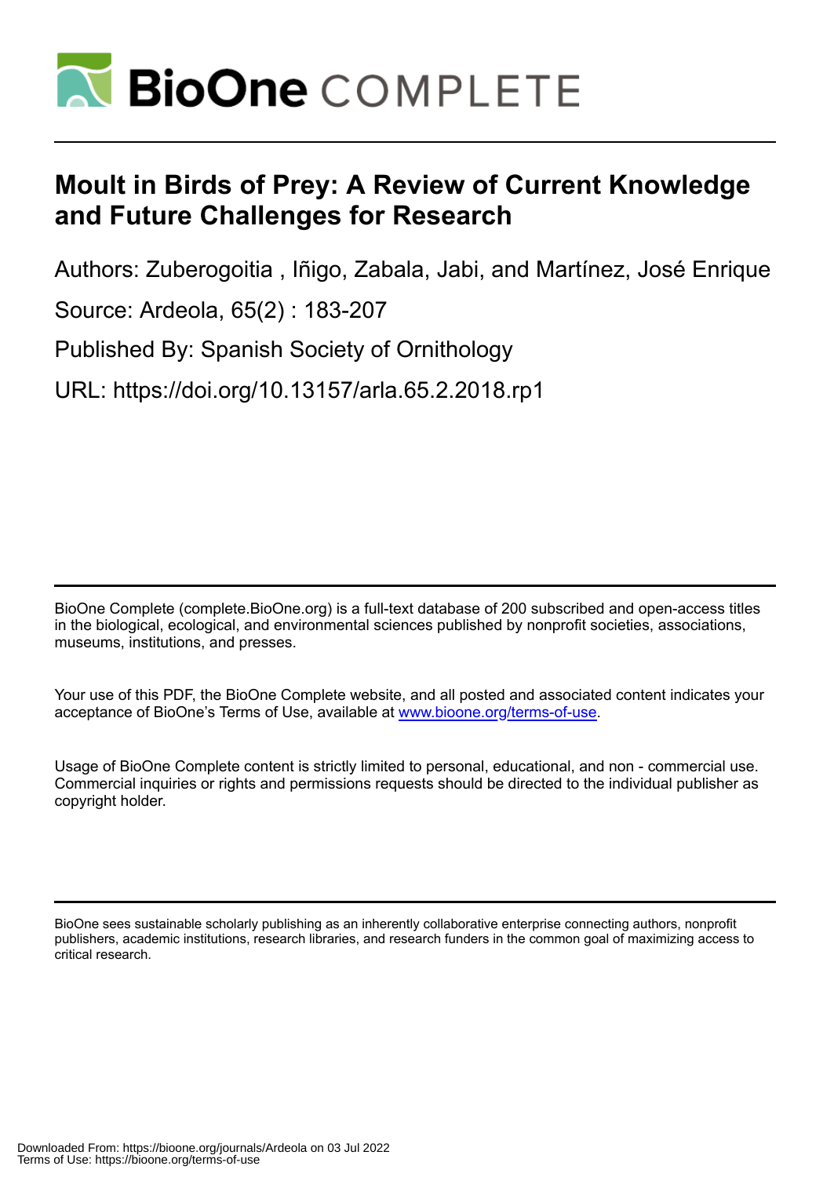# Moult in Birds of Prey: A Review of Current Knowledge and Future Challenges for Research

Authors: Zuberogoitia , Iñigo, Zabala, Jabi, and Martínez, José Enrique

Source: Ardeola, 65(2) : 183-207

Published By: Spanish Society of Ornithology

URL: https://doi.org/10.13157/arla.65.2.2018.rp1

BioOne Complete (complete.BioOne.org) is a full-text database of 200 subscribed and open-access titles in the biological, ecological, and environmental sciences published by nonprofit societies, associations, museums, institutions, and presses.

Your use of this PDF, the BioOne Complete website, and all posted and associated content indicates your acceptance of BioOne's Terms of Use, available at www.bioone.org/terms-of-use.

Usage of BioOne Complete content is strictly limited to personal, educational, and non - commercial use. Commercial inquiries or rights and permissions requests should be directed to the individual publisher as copyright holder.

BioOne sees sustainable scholarly publishing as an inherently collaborative enterprise connecting authors, nonprofit publishers, academic institutions, research libraries, and research funders in the common goal of maximizing access to critical research.

Downloaded From: https://bioone.org/journals/Ardeola on 03 Jul 2022
Terms of Use: https://bioone.org/terms-of-use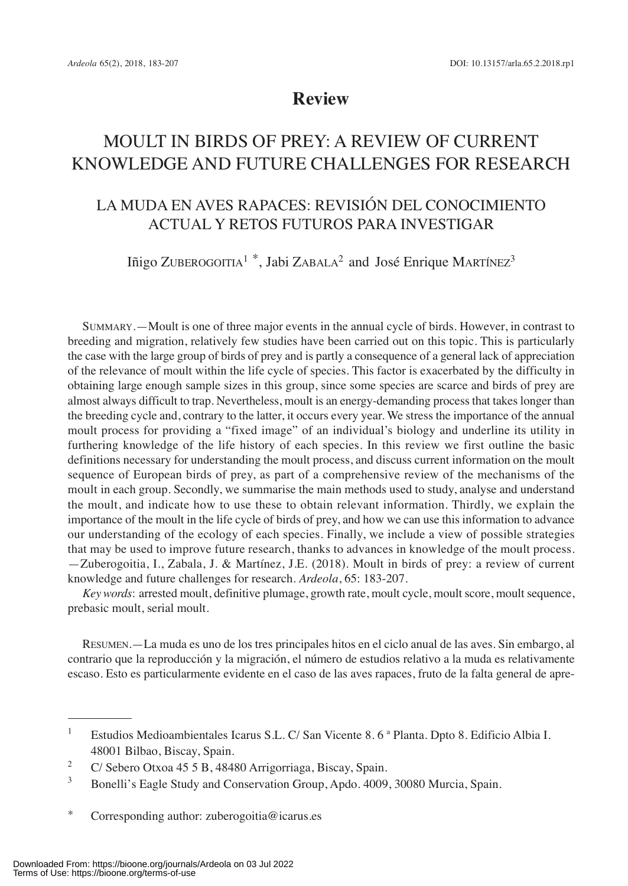# Review

# MOULT IN BIRDS OF PREY: A REVIEW OF CURRENT KNOWLEDGE AND FUTURE CHALLENGES FOR RESEARCH

## LA MUDA EN AVES RAPACES: REVISIÓN DEL CONOCIMIENTO ACTUAL Y RETOS FUTUROS PARA INVESTIGAR

Iñigo Zuberogoitia[1] *, Jabi Zabala[2] and José Enrique Martínez[3]

Summary.—Moult is one of three major events in the annual cycle of birds. However, in contrast to breeding and migration, relatively few studies have been carried out on this topic. This is particularly the case with the large group of birds of prey and is partly a consequence of a general lack of appreciation of the relevance of moult within the life cycle of species. This factor is exacerbated by the difficulty in obtaining large enough sample sizes in this group, since some species are scarce and birds of prey are almost always difficult to trap. Nevertheless, moult is an energy-demanding process that takes longer than the breeding cycle and, contrary to the latter, it occurs every year. We stress the importance of the annual moult process for providing a "fixed image" of an individual's biology and underline its utility in furthering knowledge of the life history of each species. In this review we first outline the basic definitions necessary for understanding the moult process, and discuss current information on the moult sequence of European birds of prey, as part of a comprehensive review of the mechanisms of the moult in each group. Secondly, we summarise the main methods used to study, analyse and understand the moult, and indicate how to use these to obtain relevant information. Thirdly, we explain the importance of the moult in the life cycle of birds of prey, and how we can use this information to advance our understanding of the ecology of each species. Finally, we include a view of possible strategies that may be used to improve future research, thanks to advances in knowledge of the moult process. —Zuberogoitia, I., Zabala, J. & Martínez, J.E. (2018). Moult in birds of prey: a review of current knowledge and future challenges for research. *Ardeola*, 65: 183-207.

*Key words*: arrested moult, definitive plumage, growth rate, moult cycle, moult score, moult sequence, prebasic moult, serial moult.

Resumen.—La muda es uno de los tres principales hitos en el ciclo anual de las aves. Sin embargo, al contrario que la reproducción y la migración, el número de estudios relativo a la muda es relativamente escaso. Esto es particularmente evidente en el caso de las aves rapaces, fruto de la falta general de apre-

---

[1] Estudios Medioambientales Icarus S.L. C/ San Vicente 8. 6 ª Planta. Dpto 8. Edificio Albia I. 48001 Bilbao, Biscay, Spain.

[2] C/ Sebero Otxoa 45 5 B, 48480 Arrigorriaga, Biscay, Spain.

[3] Bonelli's Eagle Study and Conservation Group, Apdo. 4009, 30080 Murcia, Spain.

\* Corresponding author: zuberogoitia@icarus.es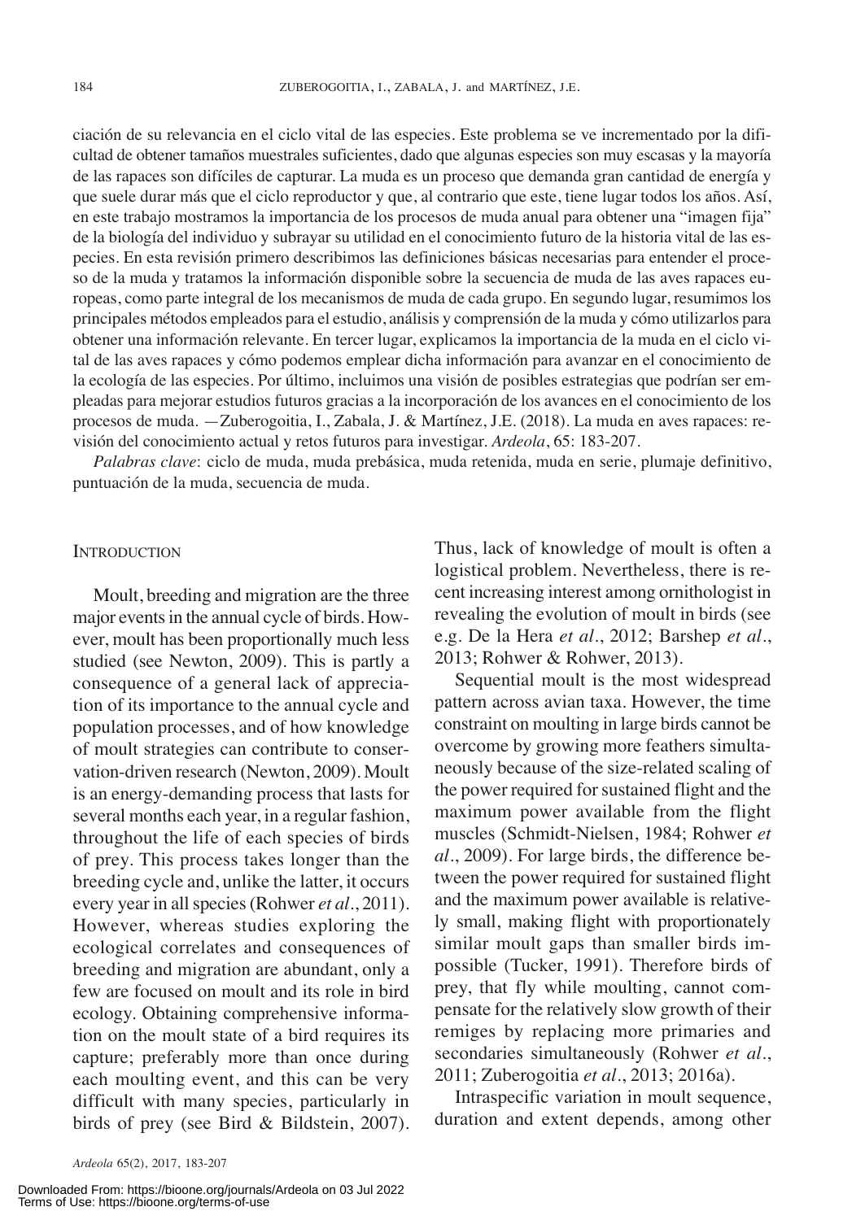ciación de su relevancia en el ciclo vital de las especies. Este problema se ve incrementado por la dificultad de obtener tamaños muestrales suficientes, dado que algunas especies son muy escasas y la mayoría de las rapaces son difíciles de capturar. La muda es un proceso que demanda gran cantidad de energía y que suele durar más que el ciclo reproductor y que, al contrario que este, tiene lugar todos los años. Así, en este trabajo mostramos la importancia de los procesos de muda anual para obtener una "imagen fija" de la biología del individuo y subrayar su utilidad en el conocimiento futuro de la historia vital de las especies. En esta revisión primero describimos las definiciones básicas necesarias para entender el proceso de la muda y tratamos la información disponible sobre la secuencia de muda de las aves rapaces europeas, como parte integral de los mecanismos de muda de cada grupo. En segundo lugar, resumimos los principales métodos empleados para el estudio, análisis y comprensión de la muda y cómo utilizarlos para obtener una información relevante. En tercer lugar, explicamos la importancia de la muda en el ciclo vital de las aves rapaces y cómo podemos emplear dicha información para avanzar en el conocimiento de la ecología de las especies. Por último, incluimos una visión de posibles estrategias que podrían ser empleadas para mejorar estudios futuros gracias a la incorporación de los avances en el conocimiento de los procesos de muda. —Zuberogoitia, I., Zabala, J. & Martínez, J.E. (2018). La muda en aves rapaces: revisión del conocimiento actual y retos futuros para investigar. *Ardeola*, 65: 183-207.

*Palabras clave*: ciclo de muda, muda prebásica, muda retenida, muda en serie, plumaje definitivo, puntuación de la muda, secuencia de muda.

## Introduction

Moult, breeding and migration are the three major events in the annual cycle of birds. However, moult has been proportionally much less studied (see Newton, 2009). This is partly a consequence of a general lack of appreciation of its importance to the annual cycle and population processes, and of how knowledge of moult strategies can contribute to conservation-driven research (Newton, 2009). Moult is an energy-demanding process that lasts for several months each year, in a regular fashion, throughout the life of each species of birds of prey. This process takes longer than the breeding cycle and, unlike the latter, it occurs every year in all species (Rohwer *et al*., 2011). However, whereas studies exploring the ecological correlates and consequences of breeding and migration are abundant, only a few are focused on moult and its role in bird ecology. Obtaining comprehensive information on the moult state of a bird requires its capture; preferably more than once during each moulting event, and this can be very difficult with many species, particularly in birds of prey (see Bird & Bildstein, 2007). Thus, lack of knowledge of moult is often a logistical problem. Nevertheless, there is recent increasing interest among ornithologist in revealing the evolution of moult in birds (see e.g. De la Hera *et al*., 2012; Barshep *et al*., 2013; Rohwer & Rohwer, 2013).

Sequential moult is the most widespread pattern across avian taxa. However, the time constraint on moulting in large birds cannot be overcome by growing more feathers simultaneously because of the size-related scaling of the power required for sustained flight and the maximum power available from the flight muscles (Schmidt-Nielsen, 1984; Rohwer *et al*., 2009). For large birds, the difference between the power required for sustained flight and the maximum power available is relatively small, making flight with proportionately similar moult gaps than smaller birds impossible (Tucker, 1991). Therefore birds of prey, that fly while moulting, cannot compensate for the relatively slow growth of their remiges by replacing more primaries and secondaries simultaneously (Rohwer *et al*., 2011; Zuberogoitia *et al*., 2013; 2016a).

Intraspecific variation in moult sequence, duration and extent depends, among other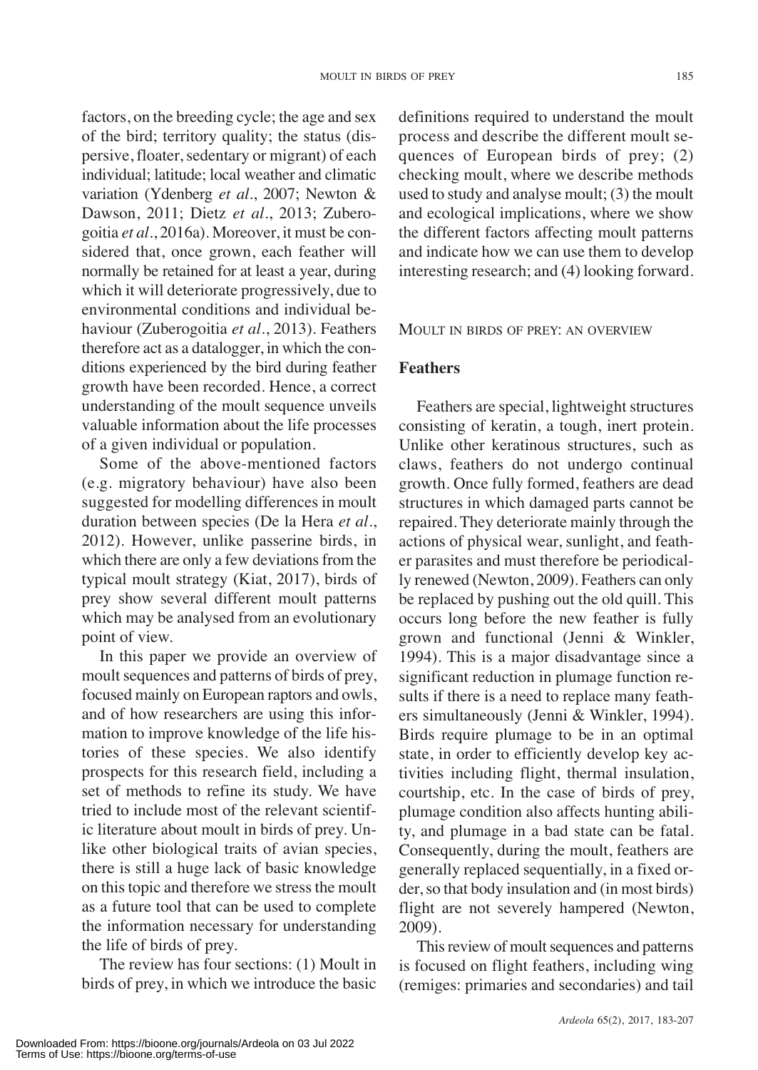factors, on the breeding cycle; the age and sex of the bird; territory quality; the status (dispersive, floater, sedentary or migrant) of each individual; latitude; local weather and climatic variation (Ydenberg *et al*., 2007; Newton & Dawson, 2011; Dietz *et al*., 2013; Zuberogoitia *et al*., 2016a). Moreover, it must be considered that, once grown, each feather will normally be retained for at least a year, during which it will deteriorate progressively, due to environmental conditions and individual behaviour (Zuberogoitia *et al*., 2013). Feathers therefore act as a datalogger, in which the conditions experienced by the bird during feather growth have been recorded. Hence, a correct understanding of the moult sequence unveils valuable information about the life processes of a given individual or population.

Some of the above-mentioned factors (e.g. migratory behaviour) have also been suggested for modelling differences in moult duration between species (De la Hera *et al*., 2012). However, unlike passerine birds, in which there are only a few deviations from the typical moult strategy (Kiat, 2017), birds of prey show several different moult patterns which may be analysed from an evolutionary point of view.

In this paper we provide an overview of moult sequences and patterns of birds of prey, focused mainly on European raptors and owls, and of how researchers are using this information to improve knowledge of the life histories of these species. We also identify prospects for this research field, including a set of methods to refine its study. We have tried to include most of the relevant scientific literature about moult in birds of prey. Unlike other biological traits of avian species, there is still a huge lack of basic knowledge on this topic and therefore we stress the moult as a future tool that can be used to complete the information necessary for understanding the life of birds of prey.

The review has four sections: (1) Moult in birds of prey, in which we introduce the basic definitions required to understand the moult process and describe the different moult sequences of European birds of prey; (2) checking moult, where we describe methods used to study and analyse moult; (3) the moult and ecological implications, where we show the different factors affecting moult patterns and indicate how we can use them to develop interesting research; and (4) looking forward.

## MOULT IN BIRDS OF PREY: AN OVERVIEW

### Feathers

Feathers are special, lightweight structures consisting of keratin, a tough, inert protein. Unlike other keratinous structures, such as claws, feathers do not undergo continual growth. Once fully formed, feathers are dead structures in which damaged parts cannot be repaired. They deteriorate mainly through the actions of physical wear, sunlight, and feather parasites and must therefore be periodically renewed (Newton, 2009). Feathers can only be replaced by pushing out the old quill. This occurs long before the new feather is fully grown and functional (Jenni & Winkler, 1994). This is a major disadvantage since a significant reduction in plumage function results if there is a need to replace many feathers simultaneously (Jenni & Winkler, 1994). Birds require plumage to be in an optimal state, in order to efficiently develop key activities including flight, thermal insulation, courtship, etc. In the case of birds of prey, plumage condition also affects hunting ability, and plumage in a bad state can be fatal. Consequently, during the moult, feathers are generally replaced sequentially, in a fixed order, so that body insulation and (in most birds) flight are not severely hampered (Newton, 2009).

This review of moult sequences and patterns is focused on flight feathers, including wing (remiges: primaries and secondaries) and tail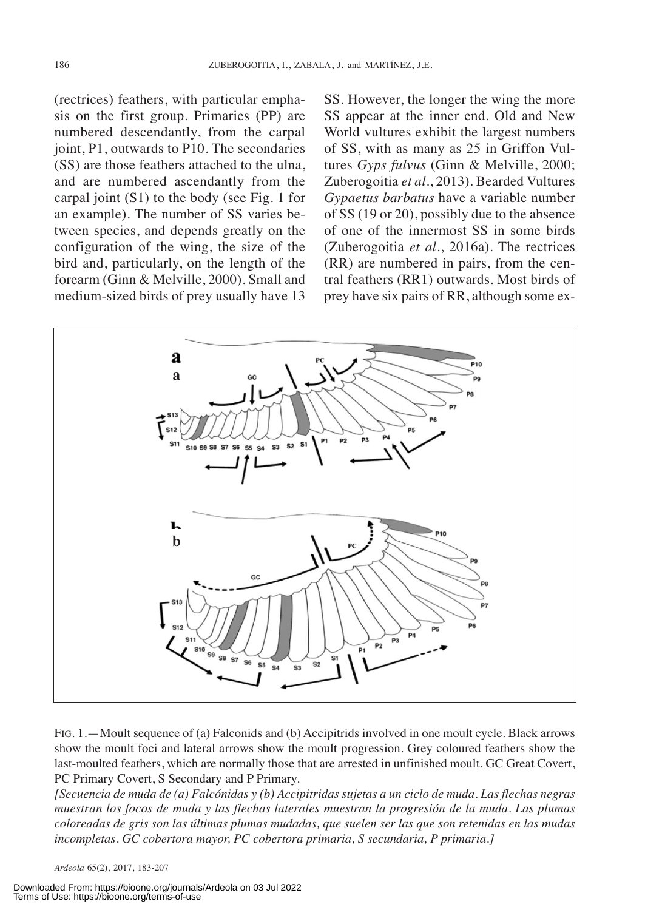(rectrices) feathers, with particular emphasis on the first group. Primaries (PP) are numbered descendantly, from the carpal joint, P1, outwards to P10. The secondaries (SS) are those feathers attached to the ulna, and are numbered ascendantly from the carpal joint (S1) to the body (see Fig. 1 for an example). The number of SS varies between species, and depends greatly on the configuration of the wing, the size of the bird and, particularly, on the length of the forearm (Ginn & Melville, 2000). Small and medium-sized birds of prey usually have 13 SS. However, the longer the wing the more SS appear at the inner end. Old and New World vultures exhibit the largest numbers of SS, with as many as 25 in Griffon Vultures *Gyps fulvus* (Ginn & Melville, 2000; Zuberogoitia *et al.*, 2013). Bearded Vultures *Gypaetus barbatus* have a variable number of SS (19 or 20), possibly due to the absence of one of the innermost SS in some birds (Zuberogoitia *et al.*, 2016a). The rectrices (RR) are numbered in pairs, from the central feathers (RR1) outwards. Most birds of prey have six pairs of RR, although some ex-

FIG. 1.—Moult sequence of (a) Falconids and (b) Accipitrids involved in one moult cycle. Black arrows show the moult foci and lateral arrows show the moult progression. Grey coloured feathers show the last-moulted feathers, which are normally those that are arrested in unfinished moult. GC Great Covert, PC Primary Covert, S Secondary and P Primary.

*[Secuencia de muda de (a) Falcónidas y (b) Accipitridas sujetas a un ciclo de muda. Las flechas negras muestran los focos de muda y las flechas laterales muestran la progresión de la muda. Las plumas coloreadas de gris son las últimas plumas mudadas, que suelen ser las que son retenidas en las mudas incompletas. GC cobertora mayor, PC cobertora primaria, S secundaria, P primaria.]*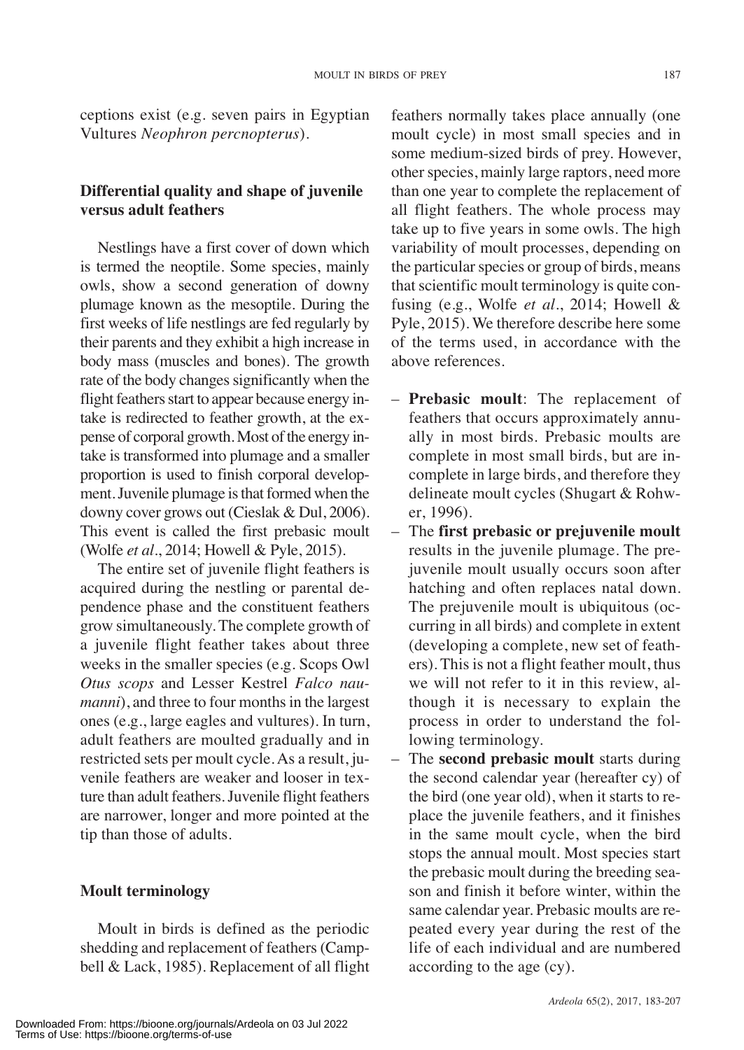ceptions exist (e.g. seven pairs in Egyptian Vultures *Neophron percnopterus*).

## Differential quality and shape of juvenile versus adult feathers

Nestlings have a first cover of down which is termed the neoptile. Some species, mainly owls, show a second generation of downy plumage known as the mesoptile. During the first weeks of life nestlings are fed regularly by their parents and they exhibit a high increase in body mass (muscles and bones). The growth rate of the body changes significantly when the flight feathers start to appear because energy intake is redirected to feather growth, at the expense of corporal growth. Most of the energy intake is transformed into plumage and a smaller proportion is used to finish corporal development. Juvenile plumage is that formed when the downy cover grows out (Cieslak & Dul, 2006). This event is called the first prebasic moult (Wolfe *et al*., 2014; Howell & Pyle, 2015).

The entire set of juvenile flight feathers is acquired during the nestling or parental dependence phase and the constituent feathers grow simultaneously. The complete growth of a juvenile flight feather takes about three weeks in the smaller species (e.g. Scops Owl *Otus scops* and Lesser Kestrel *Falco naumanni*), and three to four months in the largest ones (e.g., large eagles and vultures). In turn, adult feathers are moulted gradually and in restricted sets per moult cycle. As a result, juvenile feathers are weaker and looser in texture than adult feathers. Juvenile flight feathers are narrower, longer and more pointed at the tip than those of adults.

## Moult terminology

Moult in birds is defined as the periodic shedding and replacement of feathers (Campbell & Lack, 1985). Replacement of all flight feathers normally takes place annually (one moult cycle) in most small species and in some medium-sized birds of prey. However, other species, mainly large raptors, need more than one year to complete the replacement of all flight feathers. The whole process may take up to five years in some owls. The high variability of moult processes, depending on the particular species or group of birds, means that scientific moult terminology is quite confusing (e.g., Wolfe *et al*., 2014; Howell & Pyle, 2015). We therefore describe here some of the terms used, in accordance with the above references.

- **Prebasic moult**: The replacement of feathers that occurs approximately annually in most birds. Prebasic moults are complete in most small birds, but are incomplete in large birds, and therefore they delineate moult cycles (Shugart & Rohwer, 1996).
- The **first prebasic or prejuvenile moult** results in the juvenile plumage. The prejuvenile moult usually occurs soon after hatching and often replaces natal down. The prejuvenile moult is ubiquitous (occurring in all birds) and complete in extent (developing a complete, new set of feathers). This is not a flight feather moult, thus we will not refer to it in this review, although it is necessary to explain the process in order to understand the following terminology.
- The **second prebasic moult** starts during the second calendar year (hereafter cy) of the bird (one year old), when it starts to replace the juvenile feathers, and it finishes in the same moult cycle, when the bird stops the annual moult. Most species start the prebasic moult during the breeding season and finish it before winter, within the same calendar year. Prebasic moults are repeated every year during the rest of the life of each individual and are numbered according to the age (cy).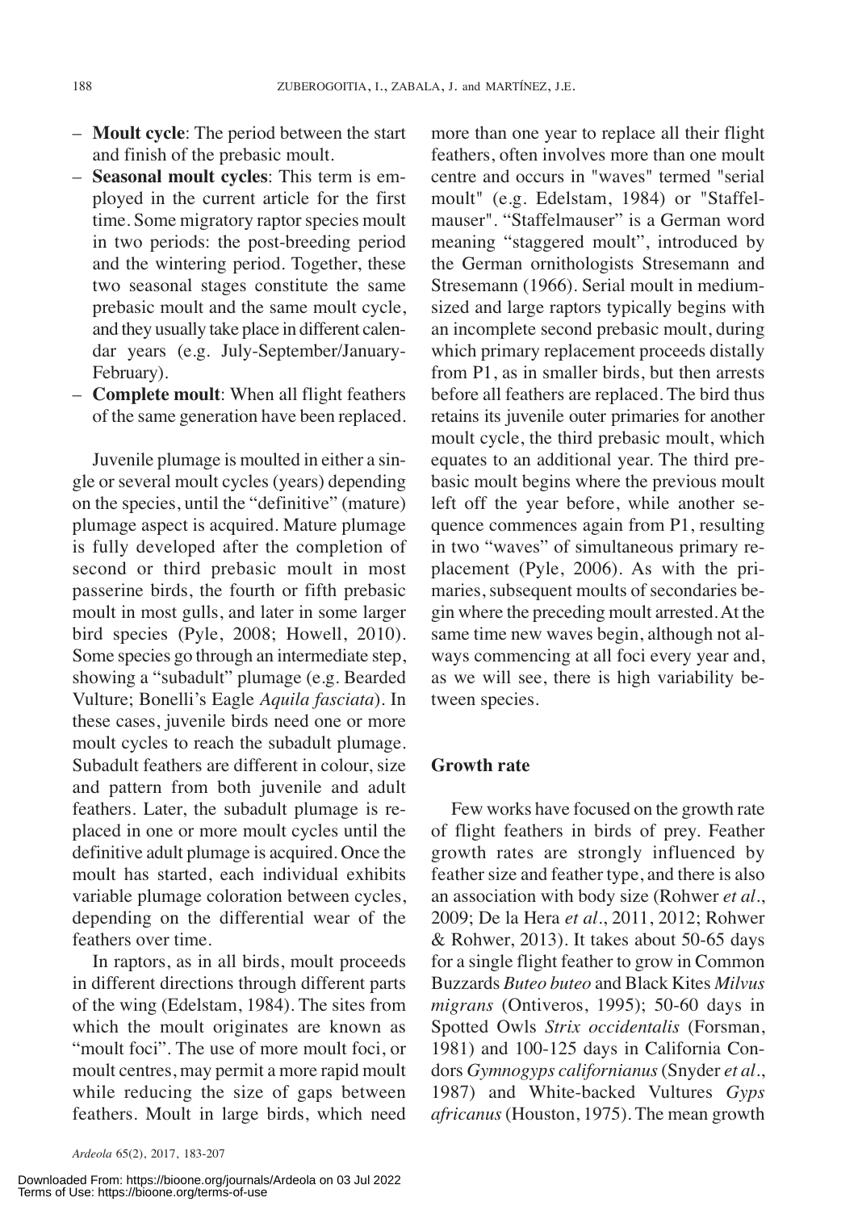- **Moult cycle**: The period between the start and finish of the prebasic moult.
- **Seasonal moult cycles**: This term is employed in the current article for the first time. Some migratory raptor species moult in two periods: the post-breeding period and the wintering period. Together, these two seasonal stages constitute the same prebasic moult and the same moult cycle, and they usually take place in different calendar years (e.g. July-September/January-February).
- **Complete moult**: When all flight feathers of the same generation have been replaced.

Juvenile plumage is moulted in either a single or several moult cycles (years) depending on the species, until the "definitive" (mature) plumage aspect is acquired. Mature plumage is fully developed after the completion of second or third prebasic moult in most passerine birds, the fourth or fifth prebasic moult in most gulls, and later in some larger bird species (Pyle, 2008; Howell, 2010). Some species go through an intermediate step, showing a "subadult" plumage (e.g. Bearded Vulture; Bonelli's Eagle *Aquila fasciata*). In these cases, juvenile birds need one or more moult cycles to reach the subadult plumage. Subadult feathers are different in colour, size and pattern from both juvenile and adult feathers. Later, the subadult plumage is replaced in one or more moult cycles until the definitive adult plumage is acquired. Once the moult has started, each individual exhibits variable plumage coloration between cycles, depending on the differential wear of the feathers over time.

In raptors, as in all birds, moult proceeds in different directions through different parts of the wing (Edelstam, 1984). The sites from which the moult originates are known as "moult foci". The use of more moult foci, or moult centres, may permit a more rapid moult while reducing the size of gaps between feathers. Moult in large birds, which need more than one year to replace all their flight feathers, often involves more than one moult centre and occurs in "waves" termed "serial moult" (e.g. Edelstam, 1984) or "Staffelmauser". "Staffelmauser" is a German word meaning "staggered moult", introduced by the German ornithologists Stresemann and Stresemann (1966). Serial moult in medium-sized and large raptors typically begins with an incomplete second prebasic moult, during which primary replacement proceeds distally from P1, as in smaller birds, but then arrests before all feathers are replaced. The bird thus retains its juvenile outer primaries for another moult cycle, the third prebasic moult, which equates to an additional year. The third prebasic moult begins where the previous moult left off the year before, while another sequence commences again from P1, resulting in two "waves" of simultaneous primary replacement (Pyle, 2006). As with the primaries, subsequent moults of secondaries begin where the preceding moult arrested. At the same time new waves begin, although not always commencing at all foci every year and, as we will see, there is high variability between species.

## Growth rate

Few works have focused on the growth rate of flight feathers in birds of prey. Feather growth rates are strongly influenced by feather size and feather type, and there is also an association with body size (Rohwer *et al.*, 2009; De la Hera *et al.*, 2011, 2012; Rohwer & Rohwer, 2013). It takes about 50-65 days for a single flight feather to grow in Common Buzzards *Buteo buteo* and Black Kites *Milvus migrans* (Ontiveros, 1995); 50-60 days in Spotted Owls *Strix occidentalis* (Forsman, 1981) and 100-125 days in California Condors *Gymnogyps californianus* (Snyder *et al.*, 1987) and White-backed Vultures *Gyps africanus* (Houston, 1975). The mean growth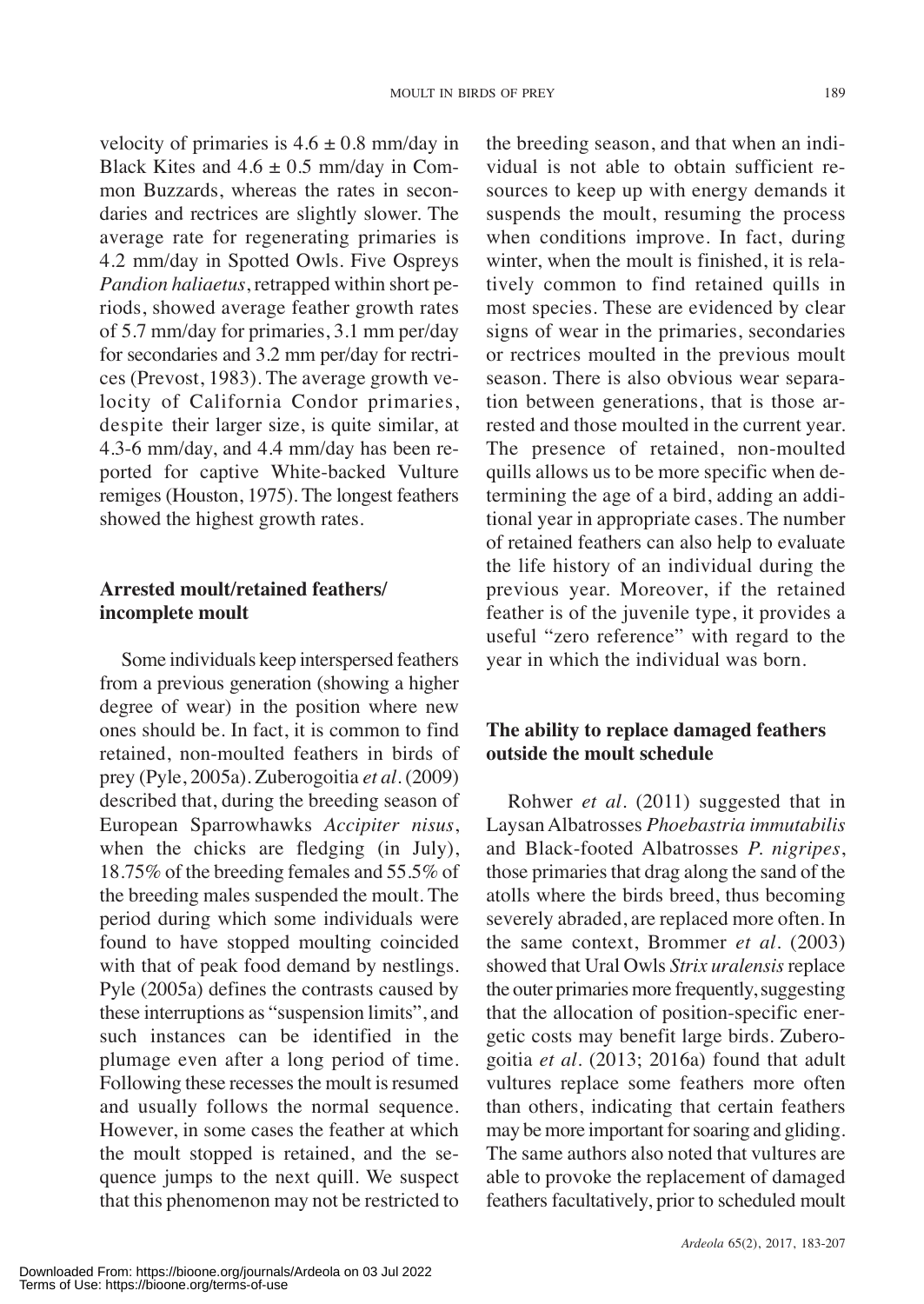velocity of primaries is $4.6 \pm 0.8$ mm/day in Black Kites and $4.6 \pm 0.5$ mm/day in Common Buzzards, whereas the rates in secondaries and rectrices are slightly slower. The average rate for regenerating primaries is 4.2 mm/day in Spotted Owls. Five Ospreys *Pandion haliaetus*, retrapped within short periods, showed average feather growth rates of 5.7 mm/day for primaries, 3.1 mm per/day for secondaries and 3.2 mm per/day for rectrices (Prevost, 1983). The average growth velocity of California Condor primaries, despite their larger size, is quite similar, at 4.3-6 mm/day, and 4.4 mm/day has been reported for captive White-backed Vulture remiges (Houston, 1975). The longest feathers showed the highest growth rates.

## Arrested moult/retained feathers/ incomplete moult

Some individuals keep interspersed feathers from a previous generation (showing a higher degree of wear) in the position where new ones should be. In fact, it is common to find retained, non-moulted feathers in birds of prey (Pyle, 2005a). Zuberogoitia *et al*. (2009) described that, during the breeding season of European Sparrowhawks *Accipiter nisus*, when the chicks are fledging (in July), 18.75% of the breeding females and 55.5% of the breeding males suspended the moult. The period during which some individuals were found to have stopped moulting coincided with that of peak food demand by nestlings. Pyle (2005a) defines the contrasts caused by these interruptions as "suspension limits", and such instances can be identified in the plumage even after a long period of time. Following these recesses the moult is resumed and usually follows the normal sequence. However, in some cases the feather at which the moult stopped is retained, and the sequence jumps to the next quill. We suspect that this phenomenon may not be restricted to the breeding season, and that when an individual is not able to obtain sufficient resources to keep up with energy demands it suspends the moult, resuming the process when conditions improve. In fact, during winter, when the moult is finished, it is relatively common to find retained quills in most species. These are evidenced by clear signs of wear in the primaries, secondaries or rectrices moulted in the previous moult season. There is also obvious wear separation between generations, that is those arrested and those moulted in the current year. The presence of retained, non-moulted quills allows us to be more specific when determining the age of a bird, adding an additional year in appropriate cases. The number of retained feathers can also help to evaluate the life history of an individual during the previous year. Moreover, if the retained feather is of the juvenile type, it provides a useful "zero reference" with regard to the year in which the individual was born.

## The ability to replace damaged feathers outside the moult schedule

Rohwer *et al*. (2011) suggested that in Laysan Albatrosses *Phoebastria immutabilis* and Black-footed Albatrosses *P. nigripes*, those primaries that drag along the sand of the atolls where the birds breed, thus becoming severely abraded, are replaced more often. In the same context, Brommer *et al*. (2003) showed that Ural Owls *Strix uralensis* replace the outer primaries more frequently, suggesting that the allocation of position-specific energetic costs may benefit large birds. Zuberogoitia *et al*. (2013; 2016a) found that adult vultures replace some feathers more often than others, indicating that certain feathers may be more important for soaring and gliding. The same authors also noted that vultures are able to provoke the replacement of damaged feathers facultatively, prior to scheduled moult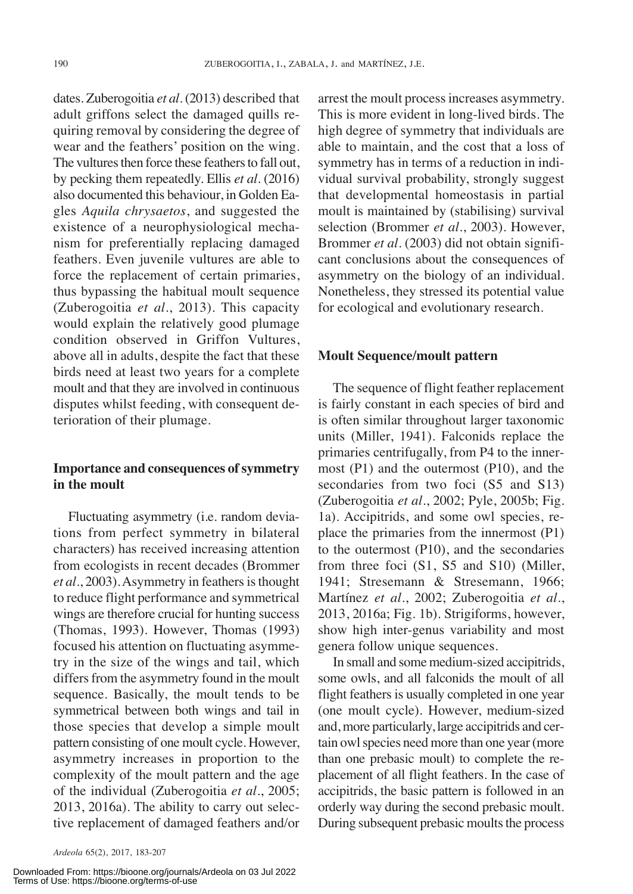dates. Zuberogoitia *et al*. (2013) described that adult griffons select the damaged quills requiring removal by considering the degree of wear and the feathers' position on the wing. The vultures then force these feathers to fall out, by pecking them repeatedly. Ellis *et al*. (2016) also documented this behaviour, in Golden Eagles *Aquila chrysaetos*, and suggested the existence of a neurophysiological mechanism for preferentially replacing damaged feathers. Even juvenile vultures are able to force the replacement of certain primaries, thus bypassing the habitual moult sequence (Zuberogoitia *et al*., 2013). This capacity would explain the relatively good plumage condition observed in Griffon Vultures, above all in adults, despite the fact that these birds need at least two years for a complete moult and that they are involved in continuous disputes whilst feeding, with consequent deterioration of their plumage.

## Importance and consequences of symmetry in the moult

Fluctuating asymmetry (i.e. random deviations from perfect symmetry in bilateral characters) has received increasing attention from ecologists in recent decades (Brommer *et al*., 2003). Asymmetry in feathers is thought to reduce flight performance and symmetrical wings are therefore crucial for hunting success (Thomas, 1993). However, Thomas (1993) focused his attention on fluctuating asymmetry in the size of the wings and tail, which differs from the asymmetry found in the moult sequence. Basically, the moult tends to be symmetrical between both wings and tail in those species that develop a simple moult pattern consisting of one moult cycle. However, asymmetry increases in proportion to the complexity of the moult pattern and the age of the individual (Zuberogoitia *et al*., 2005; 2013, 2016a). The ability to carry out selective replacement of damaged feathers and/or arrest the moult process increases asymmetry. This is more evident in long-lived birds. The high degree of symmetry that individuals are able to maintain, and the cost that a loss of symmetry has in terms of a reduction in individual survival probability, strongly suggest that developmental homeostasis in partial moult is maintained by (stabilising) survival selection (Brommer *et al*., 2003). However, Brommer *et al*. (2003) did not obtain significant conclusions about the consequences of asymmetry on the biology of an individual. Nonetheless, they stressed its potential value for ecological and evolutionary research.

## Moult Sequence/moult pattern

The sequence of flight feather replacement is fairly constant in each species of bird and is often similar throughout larger taxonomic units (Miller, 1941). Falconids replace the primaries centrifugally, from P4 to the innermost (P1) and the outermost (P10), and the secondaries from two foci (S5 and S13) (Zuberogoitia *et al*., 2002; Pyle, 2005b; Fig. 1a). Accipitrids, and some owl species, replace the primaries from the innermost (P1) to the outermost (P10), and the secondaries from three foci (S1, S5 and S10) (Miller, 1941; Stresemann & Stresemann, 1966; Martínez *et al*., 2002; Zuberogoitia *et al*., 2013, 2016a; Fig. 1b). Strigiforms, however, show high inter-genus variability and most genera follow unique sequences.

In small and some medium-sized accipitrids, some owls, and all falconids the moult of all flight feathers is usually completed in one year (one moult cycle). However, medium-sized and, more particularly, large accipitrids and certain owl species need more than one year (more than one prebasic moult) to complete the replacement of all flight feathers. In the case of accipitrids, the basic pattern is followed in an orderly way during the second prebasic moult. During subsequent prebasic moults the process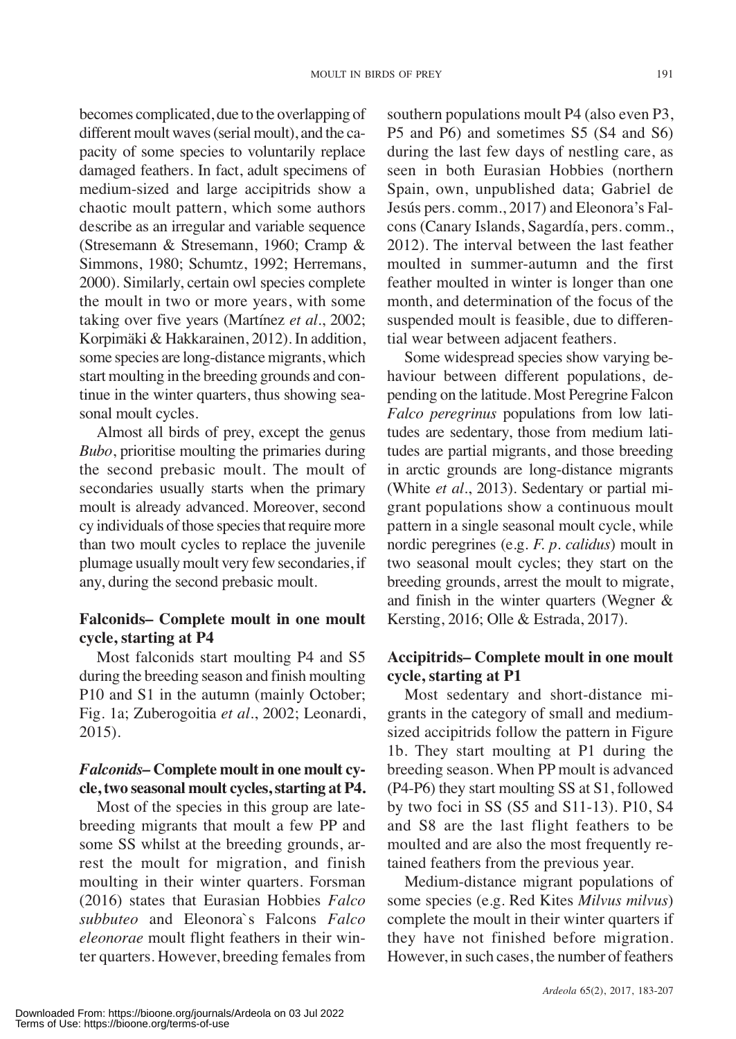becomes complicated, due to the overlapping of different moult waves (serial moult), and the capacity of some species to voluntarily replace damaged feathers. In fact, adult specimens of medium-sized and large accipitrids show a chaotic moult pattern, which some authors describe as an irregular and variable sequence (Stresemann & Stresemann, 1960; Cramp & Simmons, 1980; Schumtz, 1992; Herremans, 2000). Similarly, certain owl species complete the moult in two or more years, with some taking over five years (Martínez *et al*., 2002; Korpimäki & Hakkarainen, 2012). In addition, some species are long-distance migrants, which start moulting in the breeding grounds and continue in the winter quarters, thus showing seasonal moult cycles.

Almost all birds of prey, except the genus *Bubo*, prioritise moulting the primaries during the second prebasic moult. The moult of secondaries usually starts when the primary moult is already advanced. Moreover, second cy individuals of those species that require more than two moult cycles to replace the juvenile plumage usually moult very few secondaries, if any, during the second prebasic moult.

**Falconids– Complete moult in one moult cycle, starting at P4**

Most falconids start moulting P4 and S5 during the breeding season and finish moulting P10 and S1 in the autumn (mainly October; Fig. 1a; Zuberogoitia *et al*., 2002; Leonardi, 2015).

***Falconids*– Complete moult in one moult cycle, two seasonal moult cycles, starting at P4.**

Most of the species in this group are late-breeding migrants that moult a few PP and some SS whilst at the breeding grounds, arrest the moult for migration, and finish moulting in their winter quarters. Forsman (2016) states that Eurasian Hobbies *Falco subbuteo* and Eleonora`s Falcons *Falco eleonorae* moult flight feathers in their winter quarters. However, breeding females from southern populations moult P4 (also even P3, P5 and P6) and sometimes S5 (S4 and S6) during the last few days of nestling care, as seen in both Eurasian Hobbies (northern Spain, own, unpublished data; Gabriel de Jesús pers. comm., 2017) and Eleonora's Falcons (Canary Islands, Sagardía, pers. comm., 2012). The interval between the last feather moulted in summer-autumn and the first feather moulted in winter is longer than one month, and determination of the focus of the suspended moult is feasible, due to differential wear between adjacent feathers.

Some widespread species show varying behaviour between different populations, depending on the latitude. Most Peregrine Falcon *Falco peregrinus* populations from low latitudes are sedentary, those from medium latitudes are partial migrants, and those breeding in arctic grounds are long-distance migrants (White *et al*., 2013). Sedentary or partial migrant populations show a continuous moult pattern in a single seasonal moult cycle, while nordic peregrines (e.g. *F. p. calidus*) moult in two seasonal moult cycles; they start on the breeding grounds, arrest the moult to migrate, and finish in the winter quarters (Wegner & Kersting, 2016; Olle & Estrada, 2017).

**Accipitrids– Complete moult in one moult cycle, starting at P1**

Most sedentary and short-distance migrants in the category of small and medium-sized accipitrids follow the pattern in Figure 1b. They start moulting at P1 during the breeding season. When PP moult is advanced (P4-P6) they start moulting SS at S1, followed by two foci in SS (S5 and S11-13). P10, S4 and S8 are the last flight feathers to be moulted and are also the most frequently retained feathers from the previous year.

Medium-distance migrant populations of some species (e.g. Red Kites *Milvus milvus*) complete the moult in their winter quarters if they have not finished before migration. However, in such cases, the number of feathers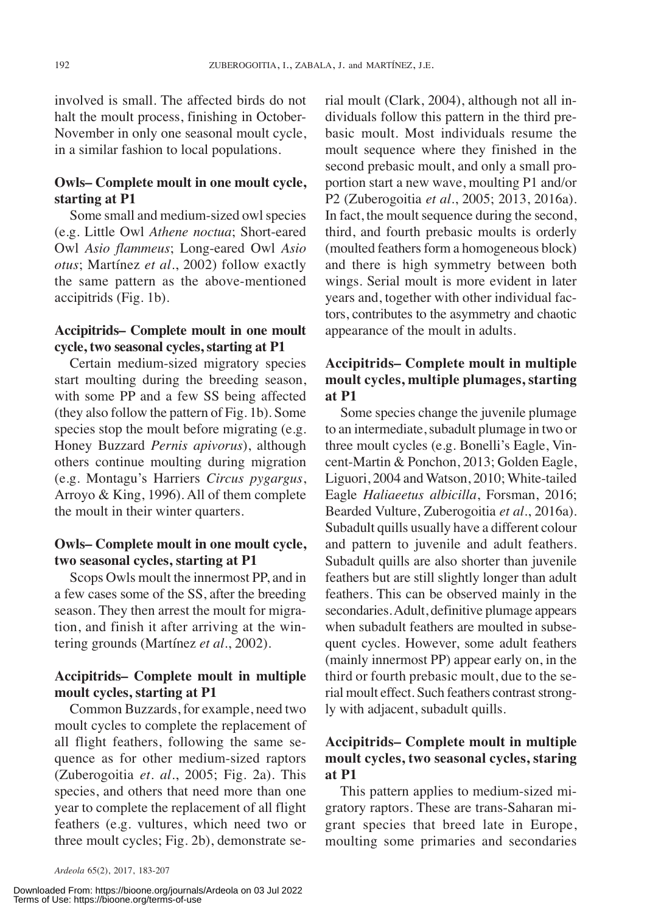involved is small. The affected birds do not halt the moult process, finishing in October-November in only one seasonal moult cycle, in a similar fashion to local populations.

### Owls– Complete moult in one moult cycle, starting at P1

Some small and medium-sized owl species (e.g. Little Owl *Athene noctua*; Short-eared Owl *Asio flammeus*; Long-eared Owl *Asio otus*; Martínez *et al*., 2002) follow exactly the same pattern as the above-mentioned accipitrids (Fig. 1b).

### Accipitrids– Complete moult in one moult cycle, two seasonal cycles, starting at P1

Certain medium-sized migratory species start moulting during the breeding season, with some PP and a few SS being affected (they also follow the pattern of Fig. 1b). Some species stop the moult before migrating (e.g. Honey Buzzard *Pernis apivorus*), although others continue moulting during migration (e.g. Montagu's Harriers *Circus pygargus*, Arroyo & King, 1996). All of them complete the moult in their winter quarters.

### Owls– Complete moult in one moult cycle, two seasonal cycles, starting at P1

Scops Owls moult the innermost PP, and in a few cases some of the SS, after the breeding season. They then arrest the moult for migration, and finish it after arriving at the wintering grounds (Martínez *et al*., 2002).

### Accipitrids– Complete moult in multiple moult cycles, starting at P1

Common Buzzards, for example, need two moult cycles to complete the replacement of all flight feathers, following the same sequence as for other medium-sized raptors (Zuberogoitia *et. al*., 2005; Fig. 2a). This species, and others that need more than one year to complete the replacement of all flight feathers (e.g. vultures, which need two or three moult cycles; Fig. 2b), demonstrate serial moult (Clark, 2004), although not all individuals follow this pattern in the third prebasic moult. Most individuals resume the moult sequence where they finished in the second prebasic moult, and only a small proportion start a new wave, moulting P1 and/or P2 (Zuberogoitia *et al*., 2005; 2013, 2016a). In fact, the moult sequence during the second, third, and fourth prebasic moults is orderly (moulted feathers form a homogeneous block) and there is high symmetry between both wings. Serial moult is more evident in later years and, together with other individual factors, contributes to the asymmetry and chaotic appearance of the moult in adults.

### Accipitrids– Complete moult in multiple moult cycles, multiple plumages, starting at P1

Some species change the juvenile plumage to an intermediate, subadult plumage in two or three moult cycles (e.g. Bonelli's Eagle, Vincent-Martin & Ponchon, 2013; Golden Eagle, Liguori, 2004 and Watson, 2010; White-tailed Eagle *Haliaeetus albicilla*, Forsman, 2016; Bearded Vulture, Zuberogoitia *et al*., 2016a). Subadult quills usually have a different colour and pattern to juvenile and adult feathers. Subadult quills are also shorter than juvenile feathers but are still slightly longer than adult feathers. This can be observed mainly in the secondaries. Adult, definitive plumage appears when subadult feathers are moulted in subsequent cycles. However, some adult feathers (mainly innermost PP) appear early on, in the third or fourth prebasic moult, due to the serial moult effect. Such feathers contrast strongly with adjacent, subadult quills.

### Accipitrids– Complete moult in multiple moult cycles, two seasonal cycles, staring at P1

This pattern applies to medium-sized migratory raptors. These are trans-Saharan migrant species that breed late in Europe, moulting some primaries and secondaries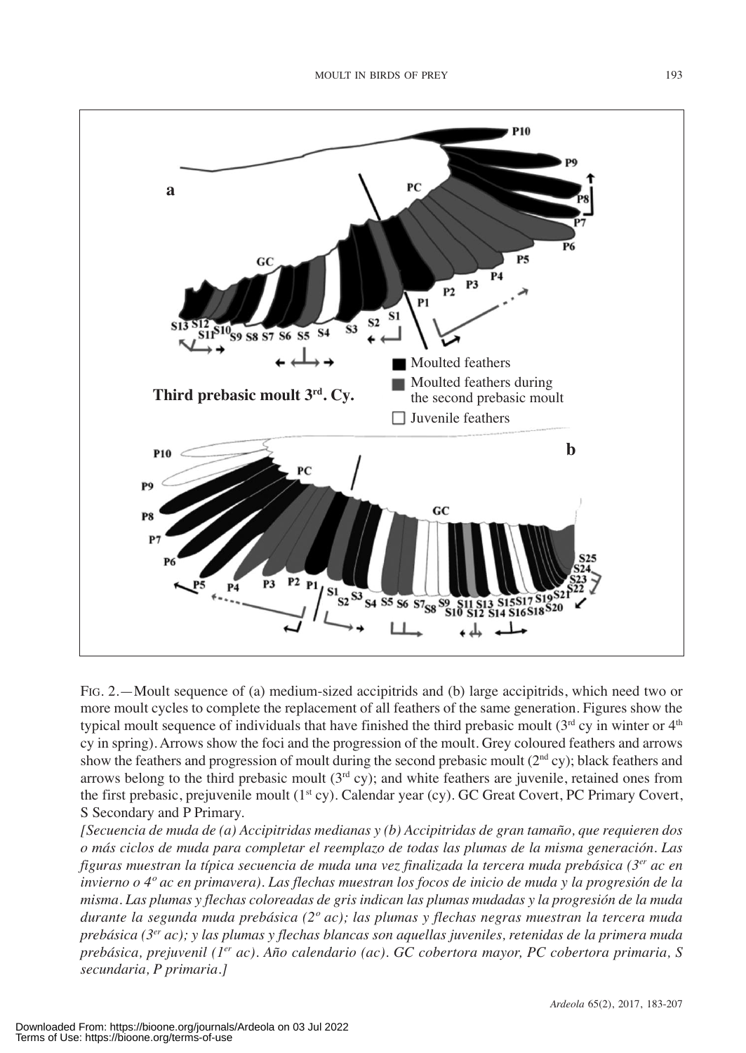FIG. 2.—Moult sequence of (a) medium-sized accipitrids and (b) large accipitrids, which need two or more moult cycles to complete the replacement of all feathers of the same generation. Figures show the typical moult sequence of individuals that have finished the third prebasic moult (3rd cy in winter or 4th cy in spring). Arrows show the foci and the progression of the moult. Grey coloured feathers and arrows show the feathers and progression of moult during the second prebasic moult (2nd cy); black feathers and arrows belong to the third prebasic moult (3rd cy); and white feathers are juvenile, retained ones from the first prebasic, prejuvenile moult (1st cy). Calendar year (cy). GC Great Covert, PC Primary Covert, S Secondary and P Primary.

*[Secuencia de muda de (a) Accipitridas medianas y (b) Accipitridas de gran tamaño, que requieren dos o más ciclos de muda para completar el reemplazo de todas las plumas de la misma generación. Las figuras muestran la típica secuencia de muda una vez finalizada la tercera muda prebásica (3er ac en invierno o 4º ac en primavera). Las flechas muestran los focos de inicio de muda y la progresión de la misma. Las plumas y flechas coloreadas de gris indican las plumas mudadas y la progresión de la muda durante la segunda muda prebásica (2º ac); las plumas y flechas negras muestran la tercera muda prebásica (3er ac); y las plumas y flechas blancas son aquellas juveniles, retenidas de la primera muda prebásica, prejuvenil (1er ac). Año calendario (ac). GC cobertora mayor, PC cobertora primaria, S secundaria, P primaria.]*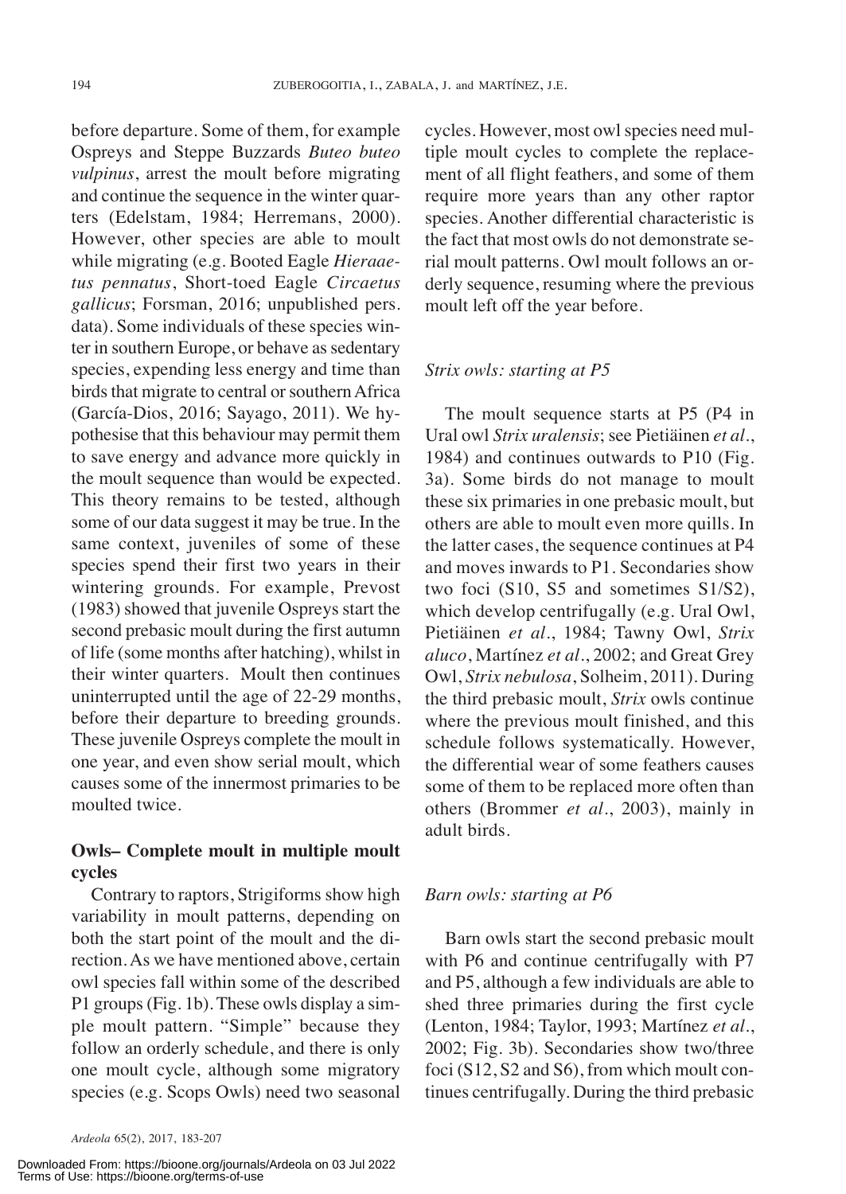before departure. Some of them, for example Ospreys and Steppe Buzzards *Buteo buteo vulpinus*, arrest the moult before migrating and continue the sequence in the winter quarters (Edelstam, 1984; Herremans, 2000). However, other species are able to moult while migrating (e.g. Booted Eagle *Hieraaetus pennatus*, Short-toed Eagle *Circaetus gallicus*; Forsman, 2016; unpublished pers. data). Some individuals of these species winter in southern Europe, or behave as sedentary species, expending less energy and time than birds that migrate to central or southern Africa (García-Dios, 2016; Sayago, 2011). We hypothesise that this behaviour may permit them to save energy and advance more quickly in the moult sequence than would be expected. This theory remains to be tested, although some of our data suggest it may be true. In the same context, juveniles of some of these species spend their first two years in their wintering grounds. For example, Prevost (1983) showed that juvenile Ospreys start the second prebasic moult during the first autumn of life (some months after hatching), whilst in their winter quarters. Moult then continues uninterrupted until the age of 22-29 months, before their departure to breeding grounds. These juvenile Ospreys complete the moult in one year, and even show serial moult, which causes some of the innermost primaries to be moulted twice.

## Owls– Complete moult in multiple moult cycles

Contrary to raptors, Strigiforms show high variability in moult patterns, depending on both the start point of the moult and the direction. As we have mentioned above, certain owl species fall within some of the described P1 groups (Fig. 1b). These owls display a simple moult pattern. "Simple" because they follow an orderly schedule, and there is only one moult cycle, although some migratory species (e.g. Scops Owls) need two seasonal cycles. However, most owl species need multiple moult cycles to complete the replacement of all flight feathers, and some of them require more years than any other raptor species. Another differential characteristic is the fact that most owls do not demonstrate serial moult patterns. Owl moult follows an orderly sequence, resuming where the previous moult left off the year before.

### *Strix owls: starting at P5*

The moult sequence starts at P5 (P4 in Ural owl *Strix uralensis*; see Pietiäinen *et al.*, 1984) and continues outwards to P10 (Fig. 3a). Some birds do not manage to moult these six primaries in one prebasic moult, but others are able to moult even more quills. In the latter cases, the sequence continues at P4 and moves inwards to P1. Secondaries show two foci (S10, S5 and sometimes S1/S2), which develop centrifugally (e.g. Ural Owl, Pietiäinen *et al.*, 1984; Tawny Owl, *Strix aluco*, Martínez *et al.*, 2002; and Great Grey Owl, *Strix nebulosa*, Solheim, 2011). During the third prebasic moult, *Strix* owls continue where the previous moult finished, and this schedule follows systematically. However, the differential wear of some feathers causes some of them to be replaced more often than others (Brommer *et al.*, 2003), mainly in adult birds.

### *Barn owls: starting at P6*

Barn owls start the second prebasic moult with P6 and continue centrifugally with P7 and P5, although a few individuals are able to shed three primaries during the first cycle (Lenton, 1984; Taylor, 1993; Martínez *et al.*, 2002; Fig. 3b). Secondaries show two/three foci (S12, S2 and S6), from which moult continues centrifugally. During the third prebasic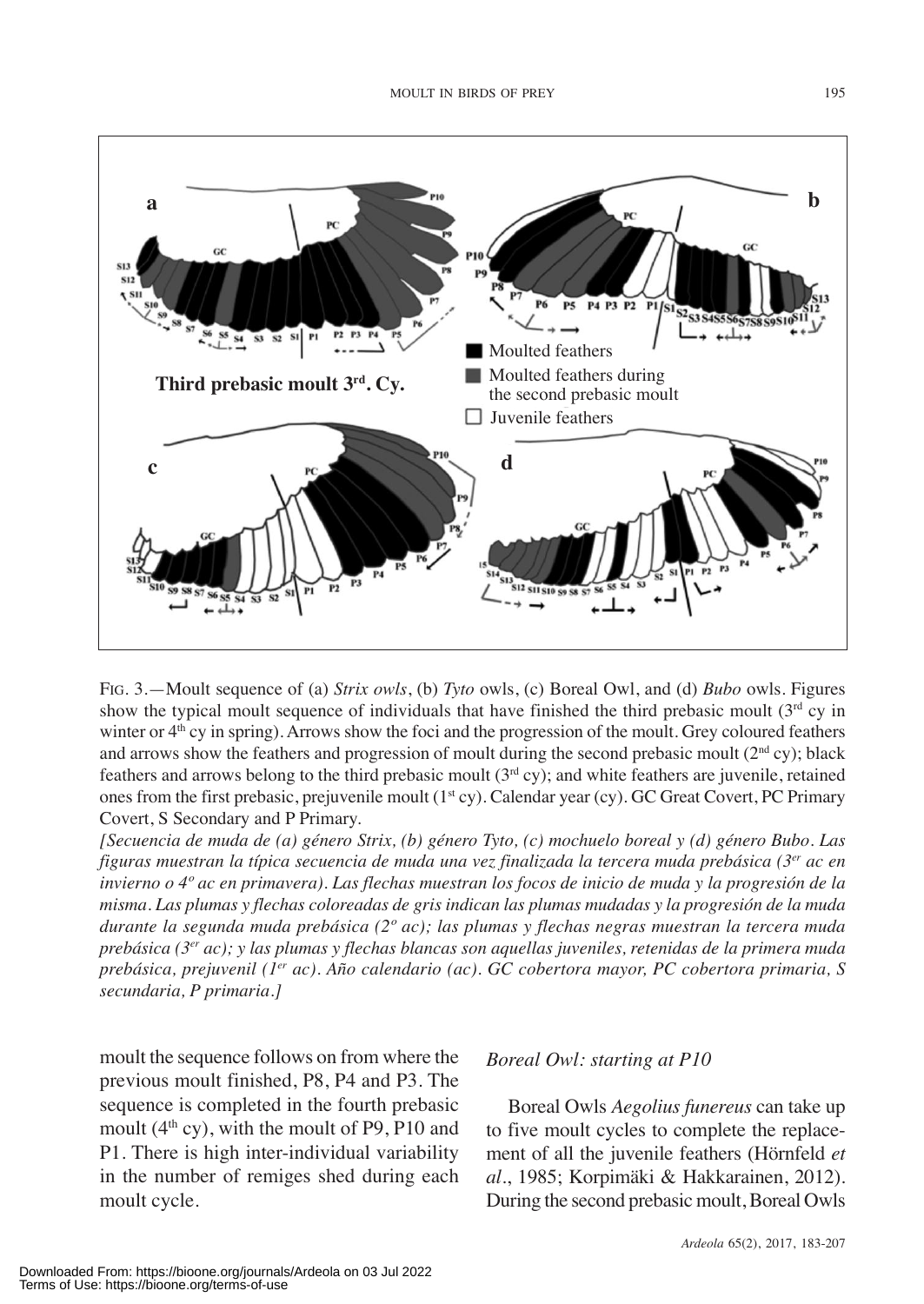FIG. 3.—Moult sequence of (a) *Strix owls*, (b) *Tyto* owls, (c) Boreal Owl, and (d) *Bubo* owls. Figures show the typical moult sequence of individuals that have finished the third prebasic moult (3rd cy in winter or 4th cy in spring). Arrows show the foci and the progression of the moult. Grey coloured feathers and arrows show the feathers and progression of moult during the second prebasic moult (2nd cy); black feathers and arrows belong to the third prebasic moult (3rd cy); and white feathers are juvenile, retained ones from the first prebasic, prejuvenile moult (1st cy). Calendar year (cy). GC Great Covert, PC Primary Covert, S Secondary and P Primary.

*[Secuencia de muda de (a) género Strix, (b) género Tyto, (c) mochuelo boreal y (d) género Bubo. Las figuras muestran la típica secuencia de muda una vez finalizada la tercera muda prebásica (3er ac en invierno o 4º ac en primavera). Las flechas muestran los focos de inicio de muda y la progresión de la misma. Las plumas y flechas coloreadas de gris indican las plumas mudadas y la progresión de la muda durante la segunda muda prebásica (2º ac); las plumas y flechas negras muestran la tercera muda prebásica (3er ac); y las plumas y flechas blancas son aquellas juveniles, retenidas de la primera muda prebásica, prejuvenil (1er ac). Año calendario (ac). GC cobertora mayor, PC cobertora primaria, S secundaria, P primaria.]*

moult the sequence follows on from where the previous moult finished, P8, P4 and P3. The sequence is completed in the fourth prebasic moult (4th cy), with the moult of P9, P10 and P1. There is high inter-individual variability in the number of remiges shed during each moult cycle.

### *Boreal Owl: starting at P10*

Boreal Owls *Aegolius funereus* can take up to five moult cycles to complete the replacement of all the juvenile feathers (Hörnfeld *et al*., 1985; Korpimäki & Hakkarainen, 2012). During the second prebasic moult, Boreal Owls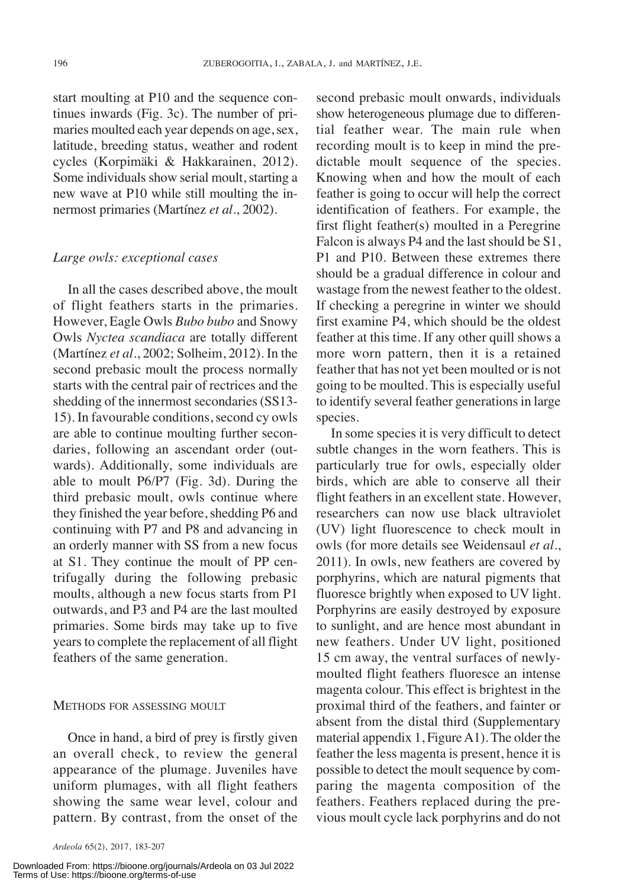start moulting at P10 and the sequence continues inwards (Fig. 3c). The number of primaries moulted each year depends on age, sex, latitude, breeding status, weather and rodent cycles (Korpimäki & Hakkarainen, 2012). Some individuals show serial moult, starting a new wave at P10 while still moulting the innermost primaries (Martínez *et al*., 2002).

### *Large owls: exceptional cases*

In all the cases described above, the moult of flight feathers starts in the primaries. However, Eagle Owls *Bubo bubo* and Snowy Owls *Nyctea scandiaca* are totally different (Martínez *et al*., 2002; Solheim, 2012). In the second prebasic moult the process normally starts with the central pair of rectrices and the shedding of the innermost secondaries (SS13-15). In favourable conditions, second cy owls are able to continue moulting further secondaries, following an ascendant order (outwards). Additionally, some individuals are able to moult P6/P7 (Fig. 3d). During the third prebasic moult, owls continue where they finished the year before, shedding P6 and continuing with P7 and P8 and advancing in an orderly manner with SS from a new focus at S1. They continue the moult of PP centrifugally during the following prebasic moults, although a new focus starts from P1 outwards, and P3 and P4 are the last moulted primaries. Some birds may take up to five years to complete the replacement of all flight feathers of the same generation.

## Methods for assessing moult

Once in hand, a bird of prey is firstly given an overall check, to review the general appearance of the plumage. Juveniles have uniform plumages, with all flight feathers showing the same wear level, colour and pattern. By contrast, from the onset of the second prebasic moult onwards, individuals show heterogeneous plumage due to differential feather wear. The main rule when recording moult is to keep in mind the predictable moult sequence of the species. Knowing when and how the moult of each feather is going to occur will help the correct identification of feathers. For example, the first flight feather(s) moulted in a Peregrine Falcon is always P4 and the last should be S1, P1 and P10. Between these extremes there should be a gradual difference in colour and wastage from the newest feather to the oldest. If checking a peregrine in winter we should first examine P4, which should be the oldest feather at this time. If any other quill shows a more worn pattern, then it is a retained feather that has not yet been moulted or is not going to be moulted. This is especially useful to identify several feather generations in large species.

In some species it is very difficult to detect subtle changes in the worn feathers. This is particularly true for owls, especially older birds, which are able to conserve all their flight feathers in an excellent state. However, researchers can now use black ultraviolet (UV) light fluorescence to check moult in owls (for more details see Weidensaul *et al*., 2011). In owls, new feathers are covered by porphyrins, which are natural pigments that fluoresce brightly when exposed to UV light. Porphyrins are easily destroyed by exposure to sunlight, and are hence most abundant in new feathers. Under UV light, positioned 15 cm away, the ventral surfaces of newly-moulted flight feathers fluoresce an intense magenta colour. This effect is brightest in the proximal third of the feathers, and fainter or absent from the distal third (Supplementary material appendix 1, Figure A1). The older the feather the less magenta is present, hence it is possible to detect the moult sequence by comparing the magenta composition of the feathers. Feathers replaced during the previous moult cycle lack porphyrins and do not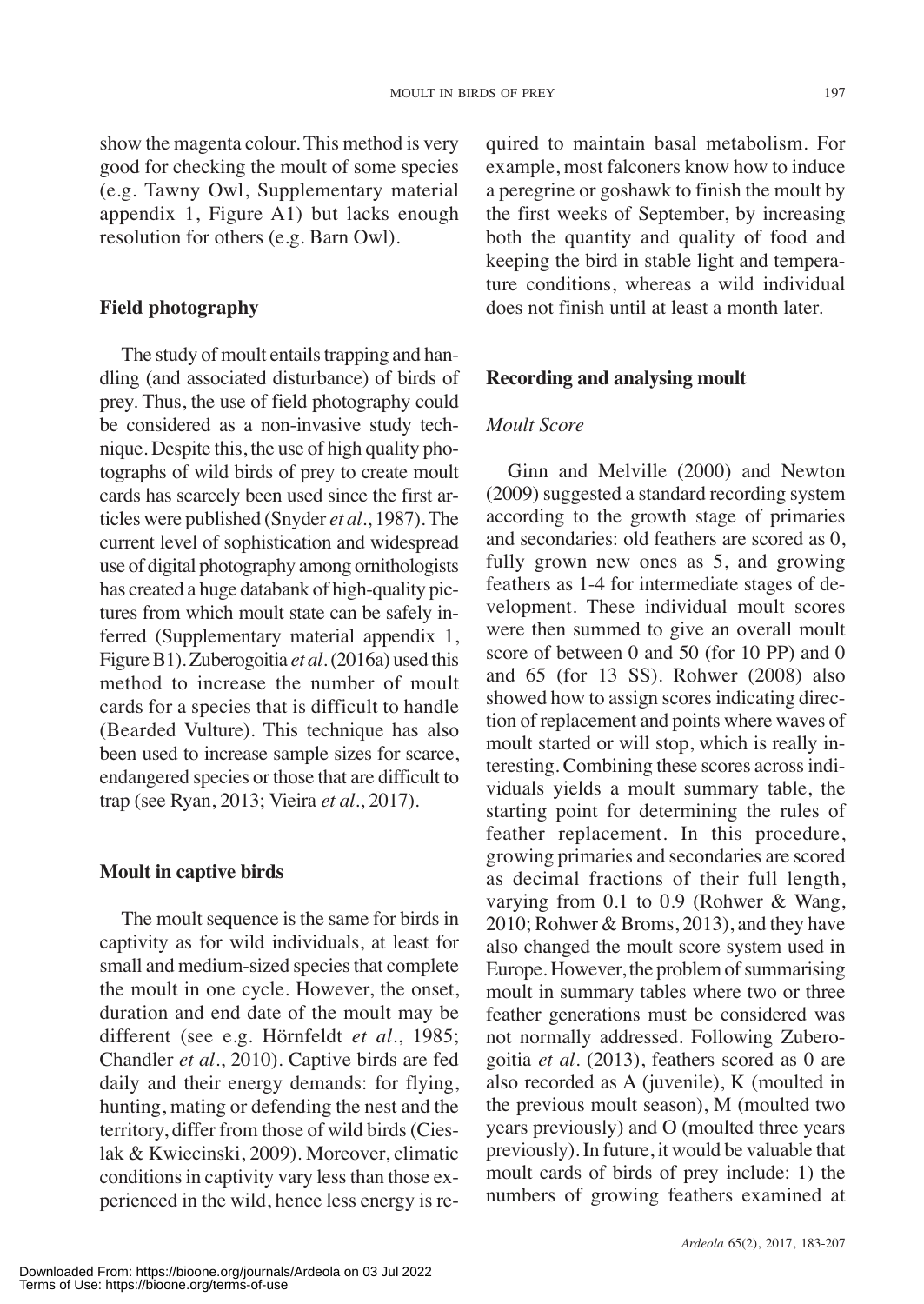show the magenta colour. This method is very good for checking the moult of some species (e.g. Tawny Owl, Supplementary material appendix 1, Figure A1) but lacks enough resolution for others (e.g. Barn Owl).

## Field photography

The study of moult entails trapping and handling (and associated disturbance) of birds of prey. Thus, the use of field photography could be considered as a non-invasive study technique. Despite this, the use of high quality photographs of wild birds of prey to create moult cards has scarcely been used since the first articles were published (Snyder *et al.*, 1987). The current level of sophistication and widespread use of digital photography among ornithologists has created a huge databank of high-quality pictures from which moult state can be safely inferred (Supplementary material appendix 1, Figure B1). Zuberogoitia *et al.* (2016a) used this method to increase the number of moult cards for a species that is difficult to handle (Bearded Vulture). This technique has also been used to increase sample sizes for scarce, endangered species or those that are difficult to trap (see Ryan, 2013; Vieira *et al.*, 2017).

## Moult in captive birds

The moult sequence is the same for birds in captivity as for wild individuals, at least for small and medium-sized species that complete the moult in one cycle. However, the onset, duration and end date of the moult may be different (see e.g. Hörnfeldt *et al.*, 1985; Chandler *et al.*, 2010). Captive birds are fed daily and their energy demands: for flying, hunting, mating or defending the nest and the territory, differ from those of wild birds (Cieslak & Kwiecinski, 2009). Moreover, climatic conditions in captivity vary less than those experienced in the wild, hence less energy is required to maintain basal metabolism. For example, most falconers know how to induce a peregrine or goshawk to finish the moult by the first weeks of September, by increasing both the quantity and quality of food and keeping the bird in stable light and temperature conditions, whereas a wild individual does not finish until at least a month later.

## Recording and analysing moult

### *Moult Score*

Ginn and Melville (2000) and Newton (2009) suggested a standard recording system according to the growth stage of primaries and secondaries: old feathers are scored as 0, fully grown new ones as 5, and growing feathers as 1-4 for intermediate stages of development. These individual moult scores were then summed to give an overall moult score of between 0 and 50 (for 10 PP) and 0 and 65 (for 13 SS). Rohwer (2008) also showed how to assign scores indicating direction of replacement and points where waves of moult started or will stop, which is really interesting. Combining these scores across individuals yields a moult summary table, the starting point for determining the rules of feather replacement. In this procedure, growing primaries and secondaries are scored as decimal fractions of their full length, varying from 0.1 to 0.9 (Rohwer & Wang, 2010; Rohwer & Broms, 2013), and they have also changed the moult score system used in Europe. However, the problem of summarising moult in summary tables where two or three feather generations must be considered was not normally addressed. Following Zuberogoitia *et al.* (2013), feathers scored as 0 are also recorded as A (juvenile), K (moulted in the previous moult season), M (moulted two years previously) and O (moulted three years previously). In future, it would be valuable that moult cards of birds of prey include: 1) the numbers of growing feathers examined at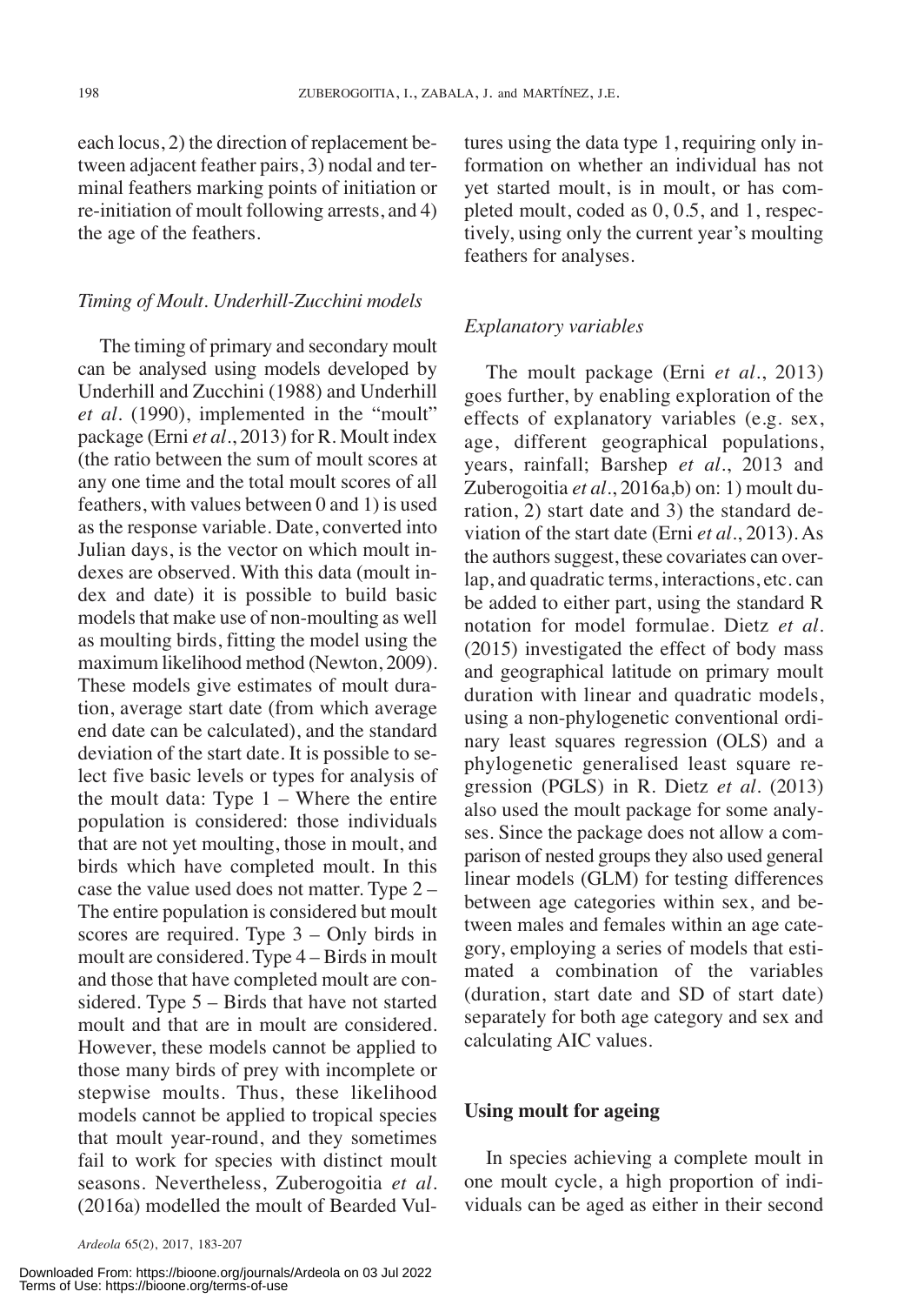each locus, 2) the direction of replacement between adjacent feather pairs, 3) nodal and terminal feathers marking points of initiation or re-initiation of moult following arrests, and 4) the age of the feathers.

### *Timing of Moult. Underhill-Zucchini models*

The timing of primary and secondary moult can be analysed using models developed by Underhill and Zucchini (1988) and Underhill *et al*. (1990), implemented in the "moult" package (Erni *et al*., 2013) for R. Moult index (the ratio between the sum of moult scores at any one time and the total moult scores of all feathers, with values between 0 and 1) is used as the response variable. Date, converted into Julian days, is the vector on which moult indexes are observed. With this data (moult index and date) it is possible to build basic models that make use of non-moulting as well as moulting birds, fitting the model using the maximum likelihood method (Newton, 2009). These models give estimates of moult duration, average start date (from which average end date can be calculated), and the standard deviation of the start date. It is possible to select five basic levels or types for analysis of the moult data: Type 1 – Where the entire population is considered: those individuals that are not yet moulting, those in moult, and birds which have completed moult. In this case the value used does not matter. Type 2 – The entire population is considered but moult scores are required. Type 3 – Only birds in moult are considered. Type 4 – Birds in moult and those that have completed moult are considered. Type 5 – Birds that have not started moult and that are in moult are considered. However, these models cannot be applied to those many birds of prey with incomplete or stepwise moults. Thus, these likelihood models cannot be applied to tropical species that moult year-round, and they sometimes fail to work for species with distinct moult seasons. Nevertheless, Zuberogoitia *et al*. (2016a) modelled the moult of Bearded Vultures using the data type 1, requiring only information on whether an individual has not yet started moult, is in moult, or has completed moult, coded as 0, 0.5, and 1, respectively, using only the current year's moulting feathers for analyses.

### *Explanatory variables*

The moult package (Erni *et al*., 2013) goes further, by enabling exploration of the effects of explanatory variables (e.g. sex, age, different geographical populations, years, rainfall; Barshep *et al*., 2013 and Zuberogoitia *et al*., 2016a,b) on: 1) moult duration, 2) start date and 3) the standard deviation of the start date (Erni *et al*., 2013). As the authors suggest, these covariates can overlap, and quadratic terms, interactions, etc. can be added to either part, using the standard R notation for model formulae. Dietz *et al*. (2015) investigated the effect of body mass and geographical latitude on primary moult duration with linear and quadratic models, using a non-phylogenetic conventional ordinary least squares regression (OLS) and a phylogenetic generalised least square regression (PGLS) in R. Dietz *et al*. (2013) also used the moult package for some analyses. Since the package does not allow a comparison of nested groups they also used general linear models (GLM) for testing differences between age categories within sex, and between males and females within an age category, employing a series of models that estimated a combination of the variables (duration, start date and SD of start date) separately for both age category and sex and calculating AIC values.

## **Using moult for ageing**

In species achieving a complete moult in one moult cycle, a high proportion of individuals can be aged as either in their second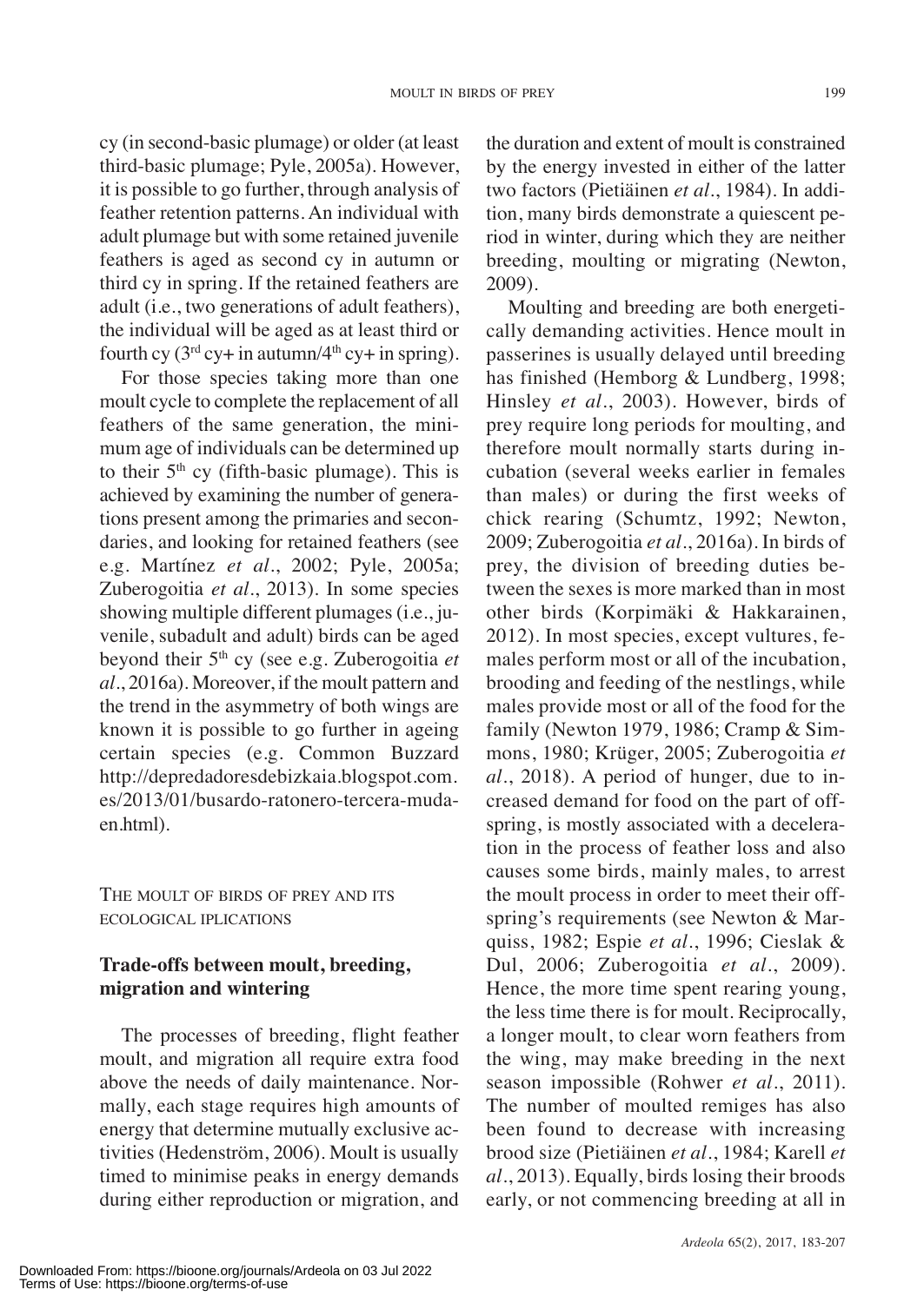cy (in second-basic plumage) or older (at least third-basic plumage; Pyle, 2005a). However, it is possible to go further, through analysis of feather retention patterns. An individual with adult plumage but with some retained juvenile feathers is aged as second cy in autumn or third cy in spring. If the retained feathers are adult (i.e., two generations of adult feathers), the individual will be aged as at least third or fourth cy ($3^{rd}$ cy+ in autumn/$4^{th}$ cy+ in spring).

For those species taking more than one moult cycle to complete the replacement of all feathers of the same generation, the minimum age of individuals can be determined up to their $5^{th}$ cy (fifth-basic plumage). This is achieved by examining the number of generations present among the primaries and secondaries, and looking for retained feathers (see e.g. Martínez *et al*., 2002; Pyle, 2005a; Zuberogoitia *et al*., 2013). In some species showing multiple different plumages (i.e., juvenile, subadult and adult) birds can be aged beyond their $5^{th}$ cy (see e.g. Zuberogoitia *et al*., 2016a). Moreover, if the moult pattern and the trend in the asymmetry of both wings are known it is possible to go further in ageing certain species (e.g. Common Buzzard http://depredadoresdebizkaia.blogspot.com.es/2013/01/busardo-ratonero-tercera-muda-en.html).

## THE MOULT OF BIRDS OF PREY AND ITS ECOLOGICAL IPLICATIONS

### Trade-offs between moult, breeding, migration and wintering

The processes of breeding, flight feather moult, and migration all require extra food above the needs of daily maintenance. Normally, each stage requires high amounts of energy that determine mutually exclusive activities (Hedenström, 2006). Moult is usually timed to minimise peaks in energy demands during either reproduction or migration, and the duration and extent of moult is constrained by the energy invested in either of the latter two factors (Pietiäinen *et al*., 1984). In addition, many birds demonstrate a quiescent period in winter, during which they are neither breeding, moulting or migrating (Newton, 2009).

Moulting and breeding are both energetically demanding activities. Hence moult in passerines is usually delayed until breeding has finished (Hemborg & Lundberg, 1998; Hinsley *et al*., 2003). However, birds of prey require long periods for moulting, and therefore moult normally starts during incubation (several weeks earlier in females than males) or during the first weeks of chick rearing (Schumtz, 1992; Newton, 2009; Zuberogoitia *et al*., 2016a). In birds of prey, the division of breeding duties between the sexes is more marked than in most other birds (Korpimäki & Hakkarainen, 2012). In most species, except vultures, females perform most or all of the incubation, brooding and feeding of the nestlings, while males provide most or all of the food for the family (Newton 1979, 1986; Cramp & Simmons, 1980; Krüger, 2005; Zuberogoitia *et al*., 2018). A period of hunger, due to increased demand for food on the part of offspring, is mostly associated with a deceleration in the process of feather loss and also causes some birds, mainly males, to arrest the moult process in order to meet their offspring's requirements (see Newton & Marquiss, 1982; Espie *et al*., 1996; Cieslak & Dul, 2006; Zuberogoitia *et al*., 2009). Hence, the more time spent rearing young, the less time there is for moult. Reciprocally, a longer moult, to clear worn feathers from the wing, may make breeding in the next season impossible (Rohwer *et al*., 2011). The number of moulted remiges has also been found to decrease with increasing brood size (Pietiäinen *et al*., 1984; Karell *et al*., 2013). Equally, birds losing their broods early, or not commencing breeding at all in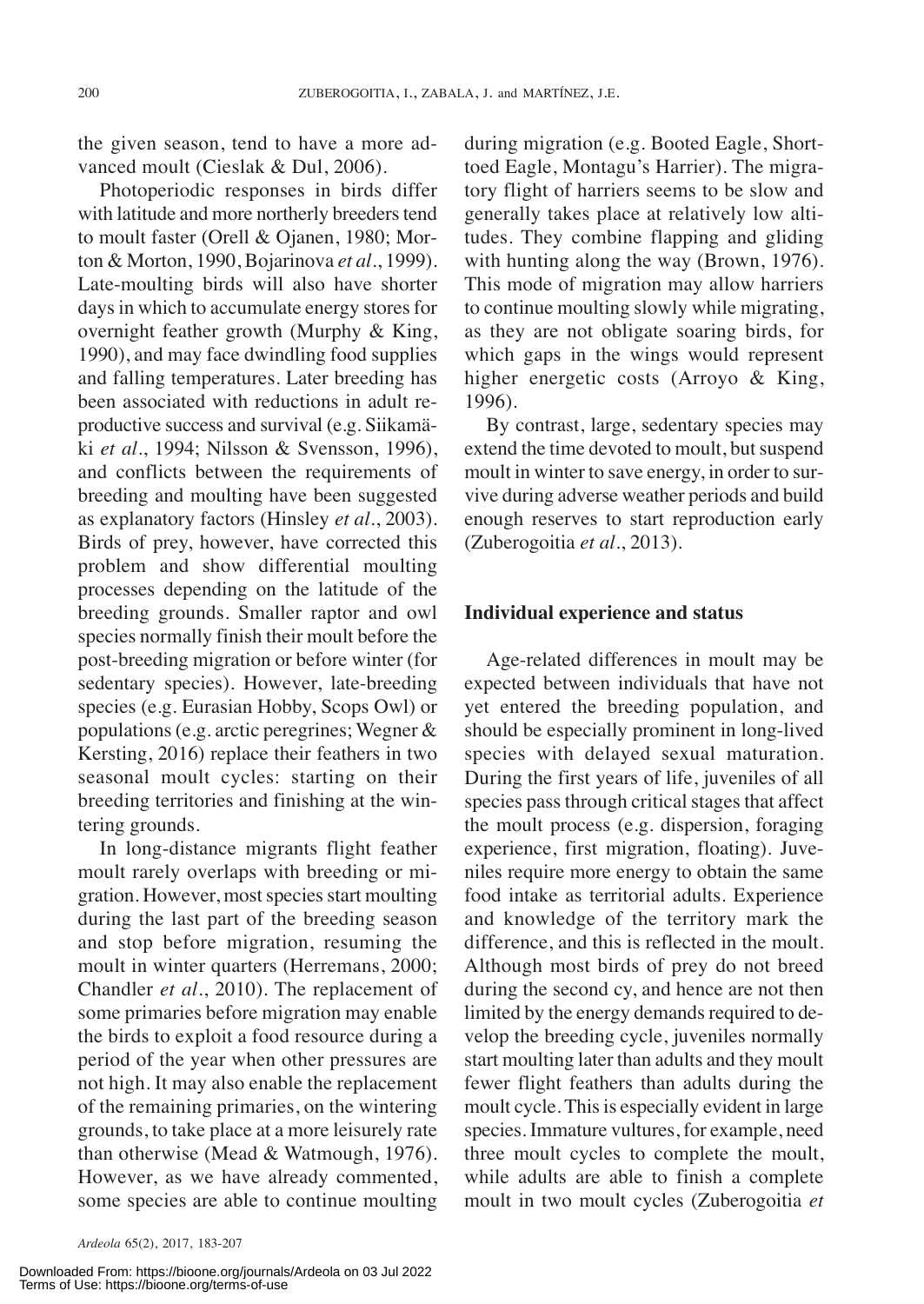the given season, tend to have a more advanced moult (Cieslak & Dul, 2006).

Photoperiodic responses in birds differ with latitude and more northerly breeders tend to moult faster (Orell & Ojanen, 1980; Morton & Morton, 1990, Bojarinova *et al*., 1999). Late-moulting birds will also have shorter days in which to accumulate energy stores for overnight feather growth (Murphy & King, 1990), and may face dwindling food supplies and falling temperatures. Later breeding has been associated with reductions in adult reproductive success and survival (e.g. Siikamäki *et al*., 1994; Nilsson & Svensson, 1996), and conflicts between the requirements of breeding and moulting have been suggested as explanatory factors (Hinsley *et al*., 2003). Birds of prey, however, have corrected this problem and show differential moulting processes depending on the latitude of the breeding grounds. Smaller raptor and owl species normally finish their moult before the post-breeding migration or before winter (for sedentary species). However, late-breeding species (e.g. Eurasian Hobby, Scops Owl) or populations (e.g. arctic peregrines; Wegner & Kersting, 2016) replace their feathers in two seasonal moult cycles: starting on their breeding territories and finishing at the wintering grounds.

In long-distance migrants flight feather moult rarely overlaps with breeding or migration. However, most species start moulting during the last part of the breeding season and stop before migration, resuming the moult in winter quarters (Herremans, 2000; Chandler *et al*., 2010). The replacement of some primaries before migration may enable the birds to exploit a food resource during a period of the year when other pressures are not high. It may also enable the replacement of the remaining primaries, on the wintering grounds, to take place at a more leisurely rate than otherwise (Mead & Watmough, 1976). However, as we have already commented, some species are able to continue moulting during migration (e.g. Booted Eagle, Short-toed Eagle, Montagu's Harrier). The migratory flight of harriers seems to be slow and generally takes place at relatively low altitudes. They combine flapping and gliding with hunting along the way (Brown, 1976). This mode of migration may allow harriers to continue moulting slowly while migrating, as they are not obligate soaring birds, for which gaps in the wings would represent higher energetic costs (Arroyo & King, 1996).

By contrast, large, sedentary species may extend the time devoted to moult, but suspend moult in winter to save energy, in order to survive during adverse weather periods and build enough reserves to start reproduction early (Zuberogoitia *et al*., 2013).

## Individual experience and status

Age-related differences in moult may be expected between individuals that have not yet entered the breeding population, and should be especially prominent in long-lived species with delayed sexual maturation. During the first years of life, juveniles of all species pass through critical stages that affect the moult process (e.g. dispersion, foraging experience, first migration, floating). Juveniles require more energy to obtain the same food intake as territorial adults. Experience and knowledge of the territory mark the difference, and this is reflected in the moult. Although most birds of prey do not breed during the second cy, and hence are not then limited by the energy demands required to develop the breeding cycle, juveniles normally start moulting later than adults and they moult fewer flight feathers than adults during the moult cycle. This is especially evident in large species. Immature vultures, for example, need three moult cycles to complete the moult, while adults are able to finish a complete moult in two moult cycles (Zuberogoitia *et*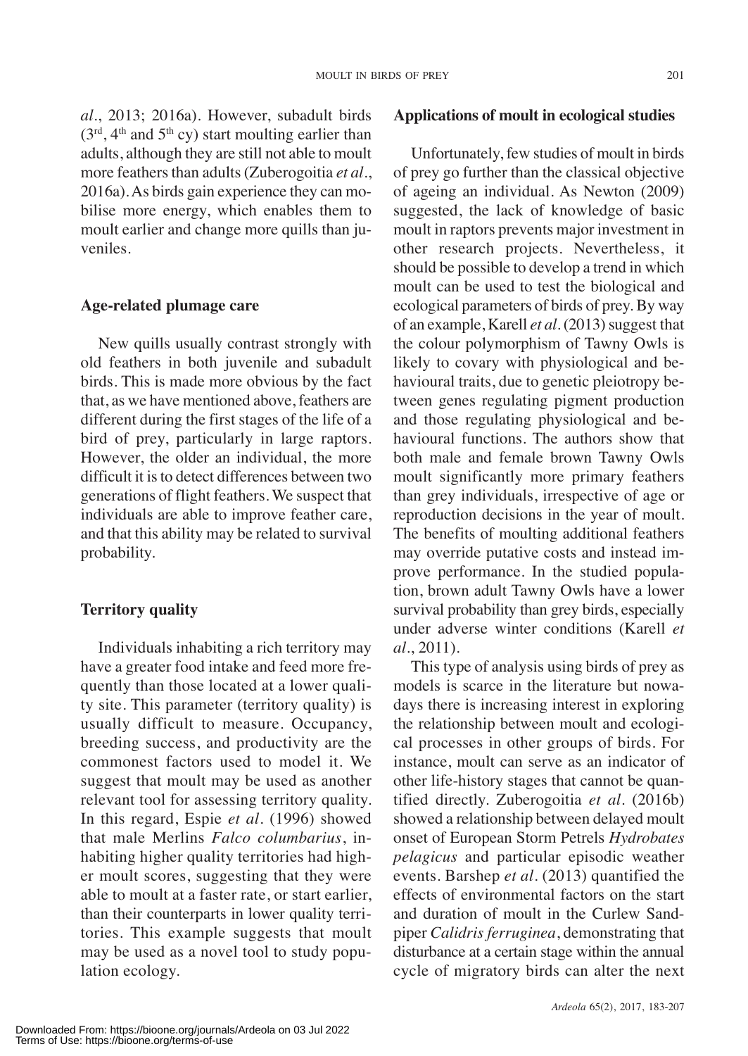*al*., 2013; 2016a). However, subadult birds (3rd, 4th and 5th cy) start moulting earlier than adults, although they are still not able to moult more feathers than adults (Zuberogoitia *et al*., 2016a). As birds gain experience they can mobilise more energy, which enables them to moult earlier and change more quills than juveniles.

### Age-related plumage care

New quills usually contrast strongly with old feathers in both juvenile and subadult birds. This is made more obvious by the fact that, as we have mentioned above, feathers are different during the first stages of the life of a bird of prey, particularly in large raptors. However, the older an individual, the more difficult it is to detect differences between two generations of flight feathers. We suspect that individuals are able to improve feather care, and that this ability may be related to survival probability.

### Territory quality

Individuals inhabiting a rich territory may have a greater food intake and feed more frequently than those located at a lower quality site. This parameter (territory quality) is usually difficult to measure. Occupancy, breeding success, and productivity are the commonest factors used to model it. We suggest that moult may be used as another relevant tool for assessing territory quality. In this regard, Espie *et al*. (1996) showed that male Merlins *Falco columbarius*, inhabiting higher quality territories had higher moult scores, suggesting that they were able to moult at a faster rate, or start earlier, than their counterparts in lower quality territories. This example suggests that moult may be used as a novel tool to study population ecology.

### Applications of moult in ecological studies

Unfortunately, few studies of moult in birds of prey go further than the classical objective of ageing an individual. As Newton (2009) suggested, the lack of knowledge of basic moult in raptors prevents major investment in other research projects. Nevertheless, it should be possible to develop a trend in which moult can be used to test the biological and ecological parameters of birds of prey. By way of an example, Karell *et al*. (2013) suggest that the colour polymorphism of Tawny Owls is likely to covary with physiological and behavioural traits, due to genetic pleiotropy between genes regulating pigment production and those regulating physiological and behavioural functions. The authors show that both male and female brown Tawny Owls moult significantly more primary feathers than grey individuals, irrespective of age or reproduction decisions in the year of moult. The benefits of moulting additional feathers may override putative costs and instead improve performance. In the studied population, brown adult Tawny Owls have a lower survival probability than grey birds, especially under adverse winter conditions (Karell *et al*., 2011).

This type of analysis using birds of prey as models is scarce in the literature but nowadays there is increasing interest in exploring the relationship between moult and ecological processes in other groups of birds. For instance, moult can serve as an indicator of other life-history stages that cannot be quantified directly. Zuberogoitia *et al*. (2016b) showed a relationship between delayed moult onset of European Storm Petrels *Hydrobates pelagicus* and particular episodic weather events. Barshep *et al*. (2013) quantified the effects of environmental factors on the start and duration of moult in the Curlew Sandpiper *Calidris ferruginea*, demonstrating that disturbance at a certain stage within the annual cycle of migratory birds can alter the next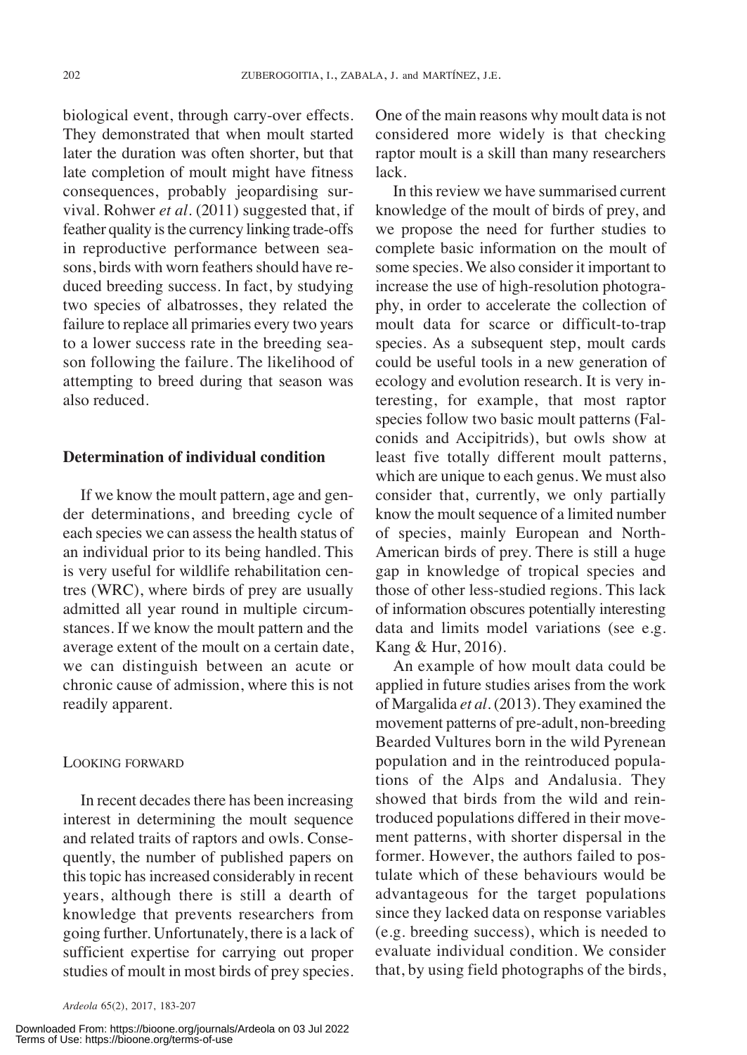biological event, through carry-over effects. They demonstrated that when moult started later the duration was often shorter, but that late completion of moult might have fitness consequences, probably jeopardising survival. Rohwer *et al*. (2011) suggested that, if feather quality is the currency linking trade-offs in reproductive performance between seasons, birds with worn feathers should have reduced breeding success. In fact, by studying two species of albatrosses, they related the failure to replace all primaries every two years to a lower success rate in the breeding season following the failure. The likelihood of attempting to breed during that season was also reduced.

### Determination of individual condition

If we know the moult pattern, age and gender determinations, and breeding cycle of each species we can assess the health status of an individual prior to its being handled. This is very useful for wildlife rehabilitation centres (WRC), where birds of prey are usually admitted all year round in multiple circumstances. If we know the moult pattern and the average extent of the moult on a certain date, we can distinguish between an acute or chronic cause of admission, where this is not readily apparent.

## Looking forward

In recent decades there has been increasing interest in determining the moult sequence and related traits of raptors and owls. Consequently, the number of published papers on this topic has increased considerably in recent years, although there is still a dearth of knowledge that prevents researchers from going further. Unfortunately, there is a lack of sufficient expertise for carrying out proper studies of moult in most birds of prey species. One of the main reasons why moult data is not considered more widely is that checking raptor moult is a skill than many researchers lack.

In this review we have summarised current knowledge of the moult of birds of prey, and we propose the need for further studies to complete basic information on the moult of some species. We also consider it important to increase the use of high-resolution photography, in order to accelerate the collection of moult data for scarce or difficult-to-trap species. As a subsequent step, moult cards could be useful tools in a new generation of ecology and evolution research. It is very interesting, for example, that most raptor species follow two basic moult patterns (Falconids and Accipitrids), but owls show at least five totally different moult patterns, which are unique to each genus. We must also consider that, currently, we only partially know the moult sequence of a limited number of species, mainly European and North-American birds of prey. There is still a huge gap in knowledge of tropical species and those of other less-studied regions. This lack of information obscures potentially interesting data and limits model variations (see e.g. Kang & Hur, 2016).

An example of how moult data could be applied in future studies arises from the work of Margalida *et al*. (2013). They examined the movement patterns of pre-adult, non-breeding Bearded Vultures born in the wild Pyrenean population and in the reintroduced populations of the Alps and Andalusia. They showed that birds from the wild and reintroduced populations differed in their movement patterns, with shorter dispersal in the former. However, the authors failed to postulate which of these behaviours would be advantageous for the target populations since they lacked data on response variables (e.g. breeding success), which is needed to evaluate individual condition. We consider that, by using field photographs of the birds,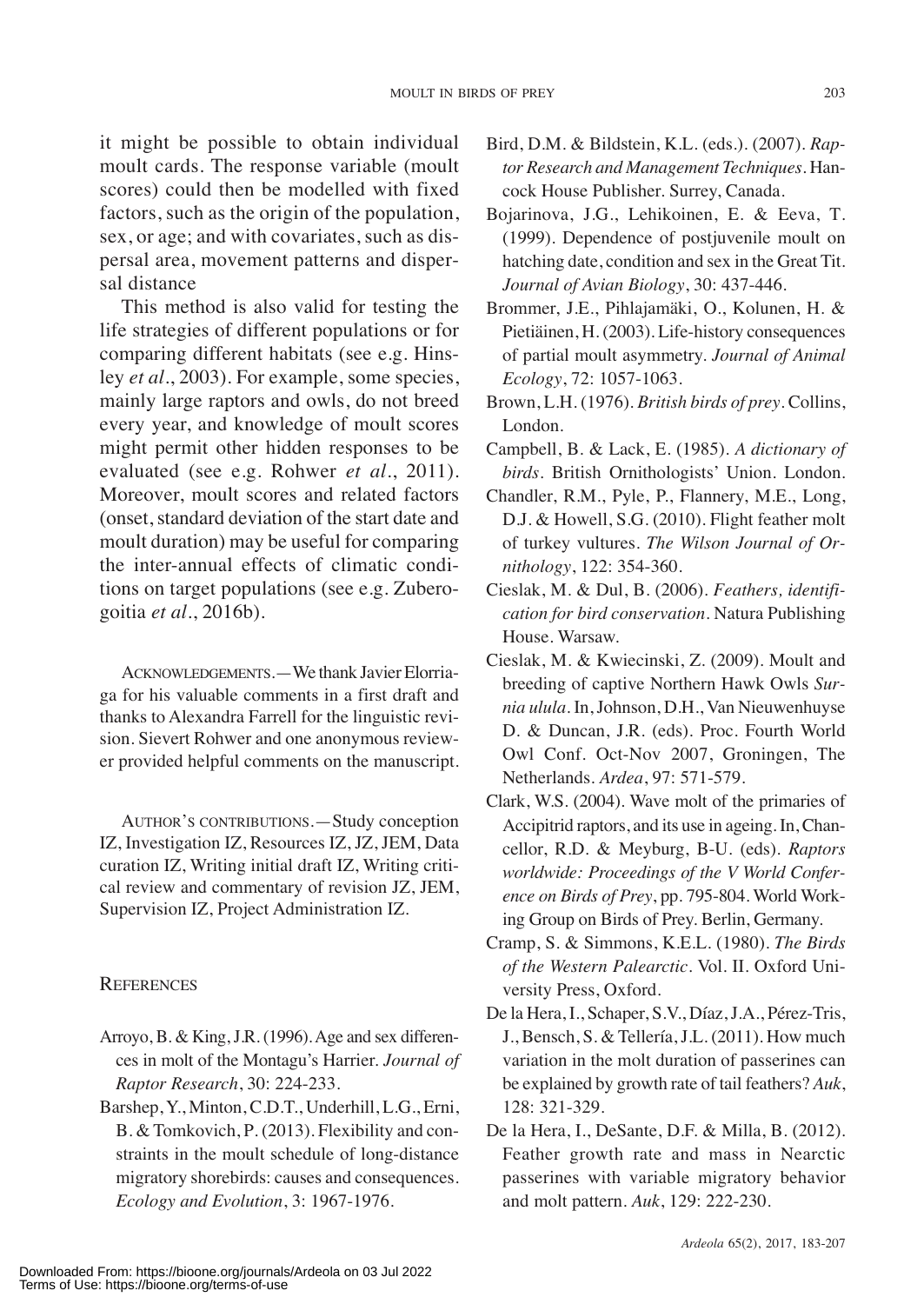it might be possible to obtain individual moult cards. The response variable (moult scores) could then be modelled with fixed factors, such as the origin of the population, sex, or age; and with covariates, such as dispersal area, movement patterns and dispersal distance

This method is also valid for testing the life strategies of different populations or for comparing different habitats (see e.g. Hinsley *et al*., 2003). For example, some species, mainly large raptors and owls, do not breed every year, and knowledge of moult scores might permit other hidden responses to be evaluated (see e.g. Rohwer *et al*., 2011). Moreover, moult scores and related factors (onset, standard deviation of the start date and moult duration) may be useful for comparing the inter-annual effects of climatic conditions on target populations (see e.g. Zuberogoitia *et al*., 2016b).

ACKNOWLEDGEMENTS.—We thank Javier Elorriaga for his valuable comments in a first draft and thanks to Alexandra Farrell for the linguistic revision. Sievert Rohwer and one anonymous reviewer provided helpful comments on the manuscript.

AUTHOR'S CONTRIBUTIONS.—Study conception IZ, Investigation IZ, Resources IZ, JZ, JEM, Data curation IZ, Writing initial draft IZ, Writing critical review and commentary of revision JZ, JEM, Supervision IZ, Project Administration IZ.

## REFERENCES

Arroyo, B. & King, J.R. (1996). Age and sex differences in molt of the Montagu's Harrier. *Journal of Raptor Research*, 30: 224-233.

Barshep, Y., Minton, C.D.T., Underhill, L.G., Erni, B. & Tomkovich, P. (2013). Flexibility and constraints in the moult schedule of long-distance migratory shorebirds: causes and consequences. *Ecology and Evolution*, 3: 1967-1976.

Bird, D.M. & Bildstein, K.L. (eds.). (2007). *Raptor Research and Management Techniques*. Hancock House Publisher. Surrey, Canada.

Bojarinova, J.G., Lehikoinen, E. & Eeva, T. (1999). Dependence of postjuvenile moult on hatching date, condition and sex in the Great Tit. *Journal of Avian Biology*, 30: 437-446.

Brommer, J.E., Pihlajamäki, O., Kolunen, H. & Pietiäinen, H. (2003). Life-history consequences of partial moult asymmetry. *Journal of Animal Ecology*, 72: 1057-1063.

Brown, L.H. (1976). *British birds of prey*. Collins, London.

Campbell, B. & Lack, E. (1985). *A dictionary of birds*. British Ornithologists' Union. London.

Chandler, R.M., Pyle, P., Flannery, M.E., Long, D.J. & Howell, S.G. (2010). Flight feather molt of turkey vultures. *The Wilson Journal of Ornithology*, 122: 354-360.

Cieslak, M. & Dul, B. (2006). *Feathers, identification for bird conservation*. Natura Publishing House. Warsaw.

Cieslak, M. & Kwiecinski, Z. (2009). Moult and breeding of captive Northern Hawk Owls *Surnia ulula*. In, Johnson, D.H., Van Nieuwenhuyse D. & Duncan, J.R. (eds). Proc. Fourth World Owl Conf. Oct-Nov 2007, Groningen, The Netherlands. *Ardea*, 97: 571-579.

Clark, W.S. (2004). Wave molt of the primaries of Accipitrid raptors, and its use in ageing. In, Chancellor, R.D. & Meyburg, B-U. (eds). *Raptors worldwide: Proceedings of the V World Conference on Birds of Prey*, pp. 795-804. World Working Group on Birds of Prey. Berlin, Germany.

Cramp, S. & Simmons, K.E.L. (1980). *The Birds of the Western Palearctic*. Vol. II. Oxford University Press, Oxford.

De la Hera, I., Schaper, S.V., Díaz, J.A., Pérez-Tris, J., Bensch, S. & Tellería, J.L. (2011). How much variation in the molt duration of passerines can be explained by growth rate of tail feathers? *Auk*, 128: 321-329.

De la Hera, I., DeSante, D.F. & Milla, B. (2012). Feather growth rate and mass in Nearctic passerines with variable migratory behavior and molt pattern. *Auk*, 129: 222-230.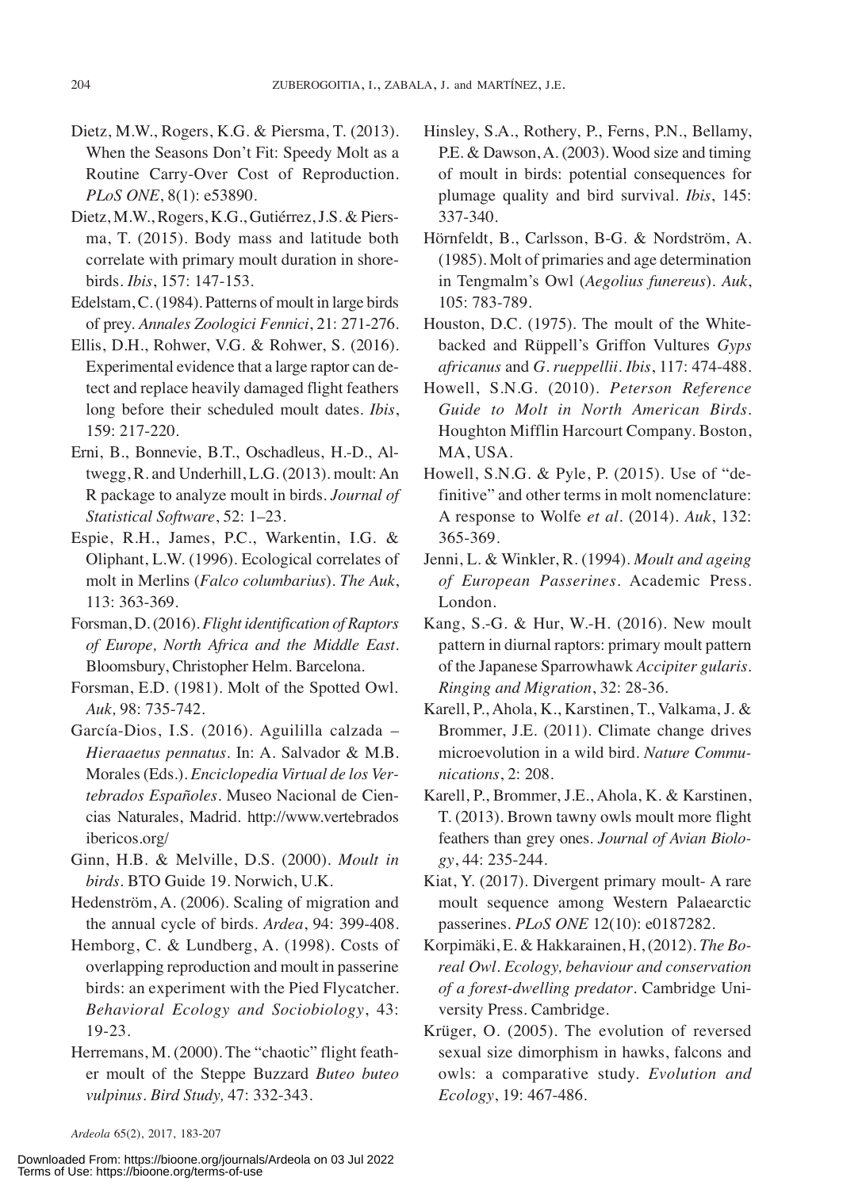Dietz, M.W., Rogers, K.G. & Piersma, T. (2013). When the Seasons Don't Fit: Speedy Molt as a Routine Carry-Over Cost of Reproduction. *PLoS ONE*, 8(1): e53890.

Dietz, M.W., Rogers, K.G., Gutiérrez, J.S. & Piersma, T. (2015). Body mass and latitude both correlate with primary moult duration in shorebirds. *Ibis*, 157: 147-153.

Edelstam, C. (1984). Patterns of moult in large birds of prey. *Annales Zoologici Fennici*, 21: 271-276.

Ellis, D.H., Rohwer, V.G. & Rohwer, S. (2016). Experimental evidence that a large raptor can detect and replace heavily damaged flight feathers long before their scheduled moult dates. *Ibis*, 159: 217-220.

Erni, B., Bonnevie, B.T., Oschadleus, H.-D., Altwegg, R. and Underhill, L.G. (2013). moult: An R package to analyze moult in birds. *Journal of Statistical Software*, 52: 1–23.

Espie, R.H., James, P.C., Warkentin, I.G. & Oliphant, L.W. (1996). Ecological correlates of molt in Merlins (*Falco columbarius*). *The Auk*, 113: 363-369.

Forsman, D. (2016). *Flight identification of Raptors of Europe, North Africa and the Middle East*. Bloomsbury, Christopher Helm. Barcelona.

Forsman, E.D. (1981). Molt of the Spotted Owl. *Auk,* 98: 735-742.

García-Dios, I.S. (2016). Aguililla calzada – *Hieraaetus pennatus*. In: A. Salvador & M.B. Morales (Eds.). *Enciclopedia Virtual de los Vertebrados Españoles*. Museo Nacional de Ciencias Naturales, Madrid. http://www.vertebradosibericos.org/

Ginn, H.B. & Melville, D.S. (2000). *Moult in birds*. BTO Guide 19. Norwich, U.K.

Hedenström, A. (2006). Scaling of migration and the annual cycle of birds. *Ardea*, 94: 399-408.

Hemborg, C. & Lundberg, A. (1998). Costs of overlapping reproduction and moult in passerine birds: an experiment with the Pied Flycatcher. *Behavioral Ecology and Sociobiology*, 43: 19-23.

Herremans, M. (2000). The "chaotic" flight feather moult of the Steppe Buzzard *Buteo buteo vulpinus*. *Bird Study,* 47: 332-343.

Hinsley, S.A., Rothery, P., Ferns, P.N., Bellamy, P.E. & Dawson, A. (2003). Wood size and timing of moult in birds: potential consequences for plumage quality and bird survival. *Ibis*, 145: 337-340.

Hörnfeldt, B., Carlsson, B-G. & Nordström, A. (1985). Molt of primaries and age determination in Tengmalm's Owl (*Aegolius funereus*). *Auk*, 105: 783-789.

Houston, D.C. (1975). The moult of the White-backed and Rüppell's Griffon Vultures *Gyps africanus* and *G. rueppellii*. *Ibis*, 117: 474-488.

Howell, S.N.G. (2010). *Peterson Reference Guide to Molt in North American Birds*. Houghton Mifflin Harcourt Company. Boston, MA, USA.

Howell, S.N.G. & Pyle, P. (2015). Use of "definitive" and other terms in molt nomenclature: A response to Wolfe *et al*. (2014). *Auk*, 132: 365-369.

Jenni, L. & Winkler, R. (1994). *Moult and ageing of European Passerines*. Academic Press. London.

Kang, S.-G. & Hur, W.-H. (2016). New moult pattern in diurnal raptors: primary moult pattern of the Japanese Sparrowhawk *Accipiter gularis*. *Ringing and Migration*, 32: 28-36.

Karell, P., Ahola, K., Karstinen, T., Valkama, J. & Brommer, J.E. (2011). Climate change drives microevolution in a wild bird. *Nature Communications*, 2: 208.

Karell, P., Brommer, J.E., Ahola, K. & Karstinen, T. (2013). Brown tawny owls moult more flight feathers than grey ones. *Journal of Avian Biology*, 44: 235-244.

Kiat, Y. (2017). Divergent primary moult- A rare moult sequence among Western Palaearctic passerines. *PLoS ONE* 12(10): e0187282.

Korpimäki, E. & Hakkarainen, H, (2012). *The Boreal Owl. Ecology, behaviour and conservation of a forest-dwelling predator*. Cambridge University Press. Cambridge.

Krüger, O. (2005). The evolution of reversed sexual size dimorphism in hawks, falcons and owls: a comparative study. *Evolution and Ecology*, 19: 467-486.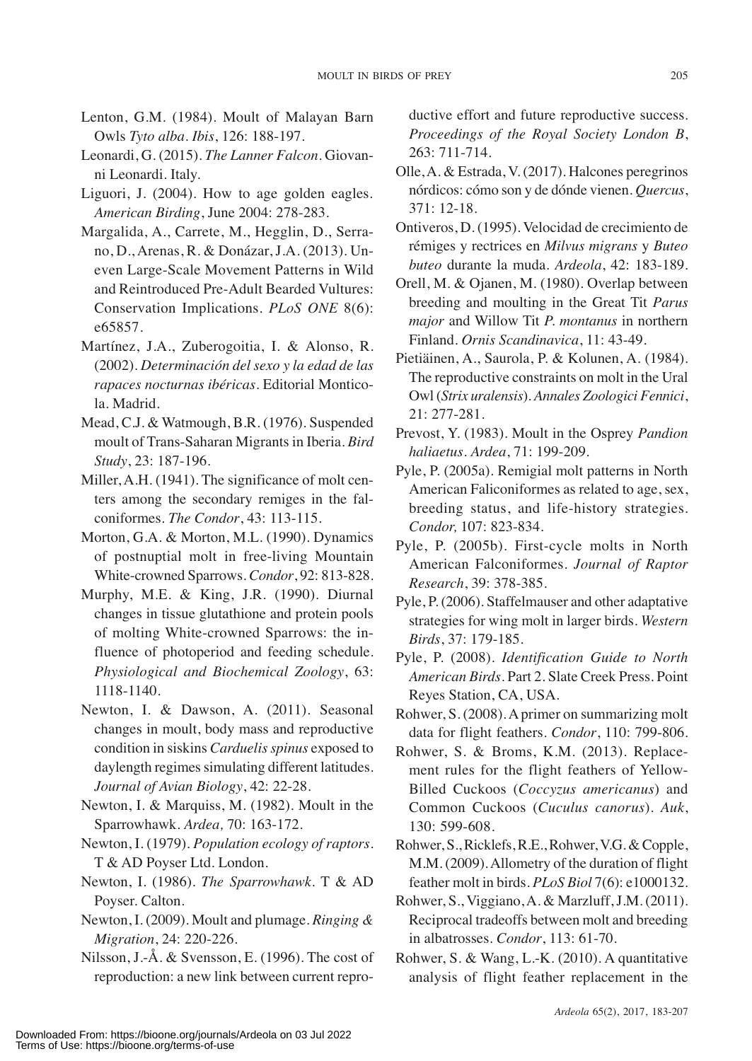Lenton, G.M. (1984). Moult of Malayan Barn Owls *Tyto alba*. *Ibis*, 126: 188-197.

Leonardi, G. (2015). *The Lanner Falcon*. Giovanni Leonardi. Italy.

Liguori, J. (2004). How to age golden eagles. *American Birding*, June 2004: 278-283.

Margalida, A., Carrete, M., Hegglin, D., Serrano, D., Arenas, R. & Donázar, J.A. (2013). Uneven Large-Scale Movement Patterns in Wild and Reintroduced Pre-Adult Bearded Vultures: Conservation Implications. *PLoS ONE* 8(6): e65857.

Martínez, J.A., Zuberogoitia, I. & Alonso, R. (2002). *Determinación del sexo y la edad de las rapaces nocturnas ibéricas*. Editorial Monticola. Madrid.

Mead, C.J. & Watmough, B.R. (1976). Suspended moult of Trans-Saharan Migrants in Iberia. *Bird Study*, 23: 187-196.

Miller, A.H. (1941). The significance of molt centers among the secondary remiges in the falconiformes. *The Condor*, 43: 113-115.

Morton, G.A. & Morton, M.L. (1990). Dynamics of postnuptial molt in free-living Mountain White-crowned Sparrows. *Condor*, 92: 813-828.

Murphy, M.E. & King, J.R. (1990). Diurnal changes in tissue glutathione and protein pools of molting White-crowned Sparrows: the influence of photoperiod and feeding schedule. *Physiological and Biochemical Zoology*, 63: 1118-1140.

Newton, I. & Dawson, A. (2011). Seasonal changes in moult, body mass and reproductive condition in siskins *Carduelis spinus* exposed to daylength regimes simulating different latitudes. *Journal of Avian Biology*, 42: 22-28.

Newton, I. & Marquiss, M. (1982). Moult in the Sparrowhawk. *Ardea,* 70: 163-172.

Newton, I. (1979). *Population ecology of raptors*. T & AD Poyser Ltd. London.

Newton, I. (1986). *The Sparrowhawk*. T & AD Poyser. Calton.

Newton, I. (2009). Moult and plumage. *Ringing & Migration*, 24: 220-226.

Nilsson, J.-Å. & Svensson, E. (1996). The cost of reproduction: a new link between current reproductive effort and future reproductive success. *Proceedings of the Royal Society London B*, 263: 711-714.

Olle, A. & Estrada, V. (2017). Halcones peregrinos nórdicos: cómo son y de dónde vienen. *Quercus*, 371: 12-18.

Ontiveros, D. (1995). Velocidad de crecimiento de rémiges y rectrices en *Milvus migrans* y *Buteo buteo* durante la muda. *Ardeola*, 42: 183-189.

Orell, M. & Ojanen, M. (1980). Overlap between breeding and moulting in the Great Tit *Parus major* and Willow Tit *P. montanus* in northern Finland. *Ornis Scandinavica*, 11: 43-49.

Pietiäinen, A., Saurola, P. & Kolunen, A. (1984). The reproductive constraints on molt in the Ural Owl (*Strix uralensis*). *Annales Zoologici Fennici*, 21: 277-281.

Prevost, Y. (1983). Moult in the Osprey *Pandion haliaetus*. *Ardea*, 71: 199-209.

Pyle, P. (2005a). Remigial molt patterns in North American Faliconiformes as related to age, sex, breeding status, and life-history strategies. *Condor,* 107: 823-834.

Pyle, P. (2005b). First-cycle molts in North American Falconiformes. *Journal of Raptor Research*, 39: 378-385.

Pyle, P. (2006). Staffelmauser and other adaptative strategies for wing molt in larger birds. *Western Birds*, 37: 179-185.

Pyle, P. (2008). *Identification Guide to North American Birds*. Part 2. Slate Creek Press. Point Reyes Station, CA, USA.

Rohwer, S. (2008). A primer on summarizing molt data for flight feathers. *Condor*, 110: 799-806.

Rohwer, S. & Broms, K.M. (2013). Replacement rules for the flight feathers of Yellow-Billed Cuckoos (*Coccyzus americanus*) and Common Cuckoos (*Cuculus canorus*). *Auk*, 130: 599-608.

Rohwer, S., Ricklefs, R.E., Rohwer, V.G. & Copple, M.M. (2009). Allometry of the duration of flight feather molt in birds. *PLoS Biol* 7(6): e1000132.

Rohwer, S., Viggiano, A. & Marzluff, J.M. (2011). Reciprocal tradeoffs between molt and breeding in albatrosses. *Condor*, 113: 61-70.

Rohwer, S. & Wang, L.-K. (2010). A quantitative analysis of flight feather replacement in the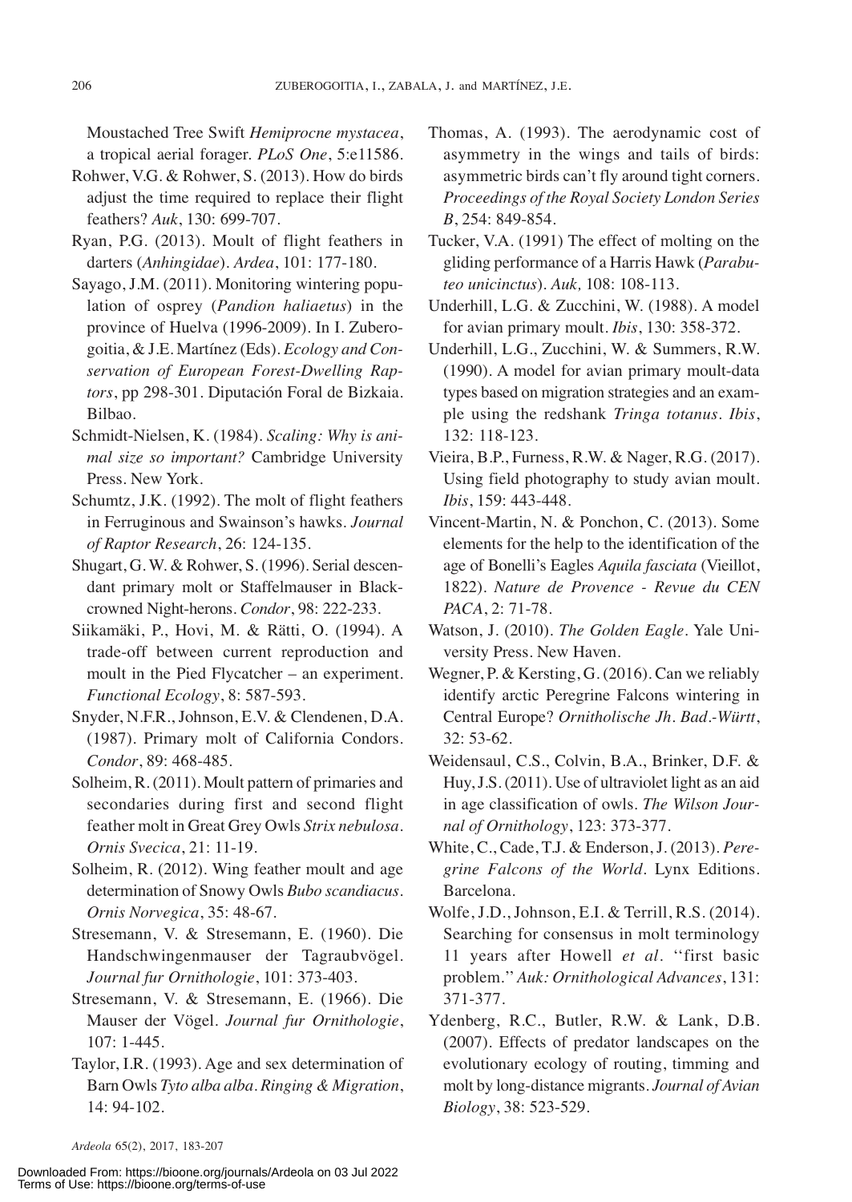Moustached Tree Swift *Hemiprocne mystacea*, a tropical aerial forager. *PLoS One*, 5:e11586.

Rohwer, V.G. & Rohwer, S. (2013). How do birds adjust the time required to replace their flight feathers? *Auk*, 130: 699-707.

Ryan, P.G. (2013). Moult of flight feathers in darters (*Anhingidae*). *Ardea*, 101: 177-180.

Sayago, J.M. (2011). Monitoring wintering population of osprey (*Pandion haliaetus*) in the province of Huelva (1996-2009). In I. Zuberogoitia, & J.E. Martínez (Eds). *Ecology and Conservation of European Forest-Dwelling Raptors*, pp 298-301. Diputación Foral de Bizkaia. Bilbao.

Schmidt-Nielsen, K. (1984). *Scaling: Why is animal size so important?* Cambridge University Press. New York.

Schumtz, J.K. (1992). The molt of flight feathers in Ferruginous and Swainson's hawks. *Journal of Raptor Research*, 26: 124-135.

Shugart, G. W. & Rohwer, S. (1996). Serial descendant primary molt or Staffelmauser in Black-crowned Night-herons. *Condor*, 98: 222-233.

Siikamäki, P., Hovi, M. & Rätti, O. (1994). A trade-off between current reproduction and moult in the Pied Flycatcher – an experiment. *Functional Ecology*, 8: 587-593.

Snyder, N.F.R., Johnson, E.V. & Clendenen, D.A. (1987). Primary molt of California Condors. *Condor*, 89: 468-485.

Solheim, R. (2011). Moult pattern of primaries and secondaries during first and second flight feather molt in Great Grey Owls *Strix nebulosa*. *Ornis Svecica*, 21: 11-19.

Solheim, R. (2012). Wing feather moult and age determination of Snowy Owls *Bubo scandiacus*. *Ornis Norvegica*, 35: 48-67.

Stresemann, V. & Stresemann, E. (1960). Die Handschwingenmauser der Tagraubvögel. *Journal fur Ornithologie*, 101: 373-403.

Stresemann, V. & Stresemann, E. (1966). Die Mauser der Vögel. *Journal fur Ornithologie*, 107: 1-445.

Taylor, I.R. (1993). Age and sex determination of Barn Owls *Tyto alba alba*. *Ringing & Migration*, 14: 94-102.

Thomas, A. (1993). The aerodynamic cost of asymmetry in the wings and tails of birds: asymmetric birds can't fly around tight corners. *Proceedings of the Royal Society London Series B*, 254: 849-854.

Tucker, V.A. (1991) The effect of molting on the gliding performance of a Harris Hawk (*Parabuteo unicinctus*). *Auk,* 108: 108-113.

Underhill, L.G. & Zucchini, W. (1988). A model for avian primary moult. *Ibis*, 130: 358-372.

Underhill, L.G., Zucchini, W. & Summers, R.W. (1990). A model for avian primary moult-data types based on migration strategies and an example using the redshank *Tringa totanus*. *Ibis*, 132: 118-123.

Vieira, B.P., Furness, R.W. & Nager, R.G. (2017). Using field photography to study avian moult. *Ibis*, 159: 443-448.

Vincent-Martin, N. & Ponchon, C. (2013). Some elements for the help to the identification of the age of Bonelli's Eagles *Aquila fasciata* (Vieillot, 1822). *Nature de Provence - Revue du CEN PACA*, 2: 71-78.

Watson, J. (2010). *The Golden Eagle*. Yale University Press. New Haven.

Wegner, P. & Kersting, G. (2016). Can we reliably identify arctic Peregrine Falcons wintering in Central Europe? *Ornitholische Jh. Bad.-Württ*, 32: 53-62.

Weidensaul, C.S., Colvin, B.A., Brinker, D.F. & Huy, J.S. (2011). Use of ultraviolet light as an aid in age classification of owls. *The Wilson Journal of Ornithology*, 123: 373-377.

White, C., Cade, T.J. & Enderson, J. (2013). *Peregrine Falcons of the World*. Lynx Editions. Barcelona.

Wolfe, J.D., Johnson, E.I. & Terrill, R.S. (2014). Searching for consensus in molt terminology 11 years after Howell *et al*. "first basic problem." *Auk: Ornithological Advances*, 131: 371-377.

Ydenberg, R.C., Butler, R.W. & Lank, D.B. (2007). Effects of predator landscapes on the evolutionary ecology of routing, timming and molt by long-distance migrants. *Journal of Avian Biology*, 38: 523-529.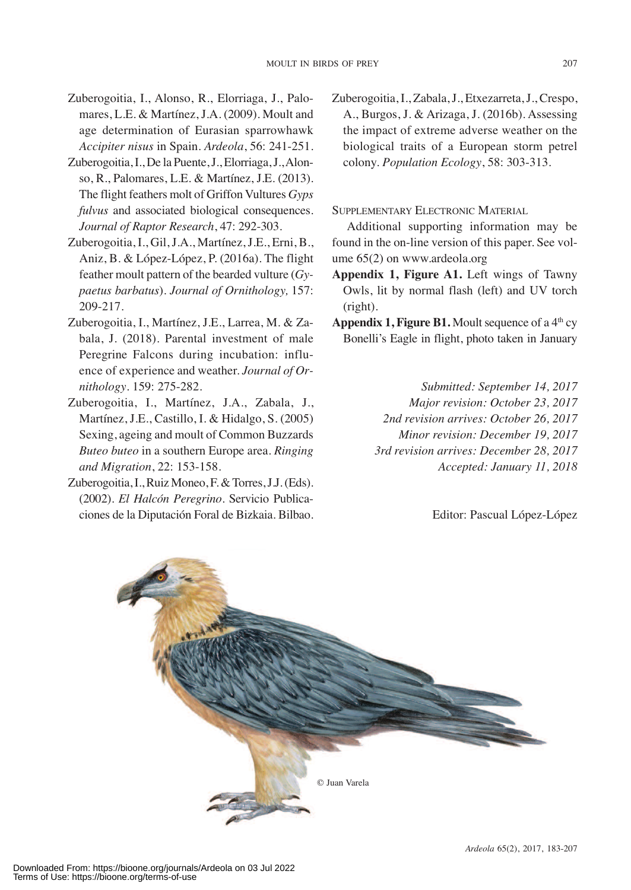Zuberogoitia, I., Alonso, R., Elorriaga, J., Palomares, L.E. & Martínez, J.A. (2009). Moult and age determination of Eurasian sparrowhawk *Accipiter nisus* in Spain. *Ardeola*, 56: 241-251.

Zuberogoitia, I., De la Puente, J., Elorriaga, J., Alonso, R., Palomares, L.E. & Martínez, J.E. (2013). The flight feathers molt of Griffon Vultures *Gyps fulvus* and associated biological consequences. *Journal of Raptor Research*, 47: 292-303.

Zuberogoitia, I., Gil, J.A., Martínez, J.E., Erni, B., Aniz, B. & López-López, P. (2016a). The flight feather moult pattern of the bearded vulture (*Gypaetus barbatus*). *Journal of Ornithology,* 157: 209-217.

Zuberogoitia, I., Martínez, J.E., Larrea, M. & Zabala, J. (2018). Parental investment of male Peregrine Falcons during incubation: influence of experience and weather. *Journal of Ornithology*. 159: 275-282.

Zuberogoitia, I., Martínez, J.A., Zabala, J., Martínez, J.E., Castillo, I. & Hidalgo, S. (2005) Sexing, ageing and moult of Common Buzzards *Buteo buteo* in a southern Europe area. *Ringing and Migration*, 22: 153-158.

Zuberogoitia, I., Ruiz Moneo, F. & Torres, J.J. (Eds). (2002). *El Halcón Peregrino*. Servicio Publicaciones de la Diputación Foral de Bizkaia. Bilbao.

Zuberogoitia, I., Zabala, J., Etxezarreta, J., Crespo, A., Burgos, J. & Arizaga, J. (2016b). Assessing the impact of extreme adverse weather on the biological traits of a European storm petrel colony. *Population Ecology*, 58: 303-313.

SUPPLEMENTARY ELECTRONIC MATERIAL

Additional supporting information may be found in the on-line version of this paper. See volume 65(2) on www.ardeola.org

**Appendix 1, Figure A1.** Left wings of Tawny Owls, lit by normal flash (left) and UV torch (right).

**Appendix 1, Figure B1.** Moult sequence of a 4th cy Bonelli's Eagle in flight, photo taken in January

*Submitted: September 14, 2017*
*Major revision: October 23, 2017*
*2nd revision arrives: October 26, 2017*
*Minor revision: December 19, 2017*
*3rd revision arrives: December 28, 2017*
*Accepted: January 11, 2018*

Editor: Pascual López-López

© Juan Varela